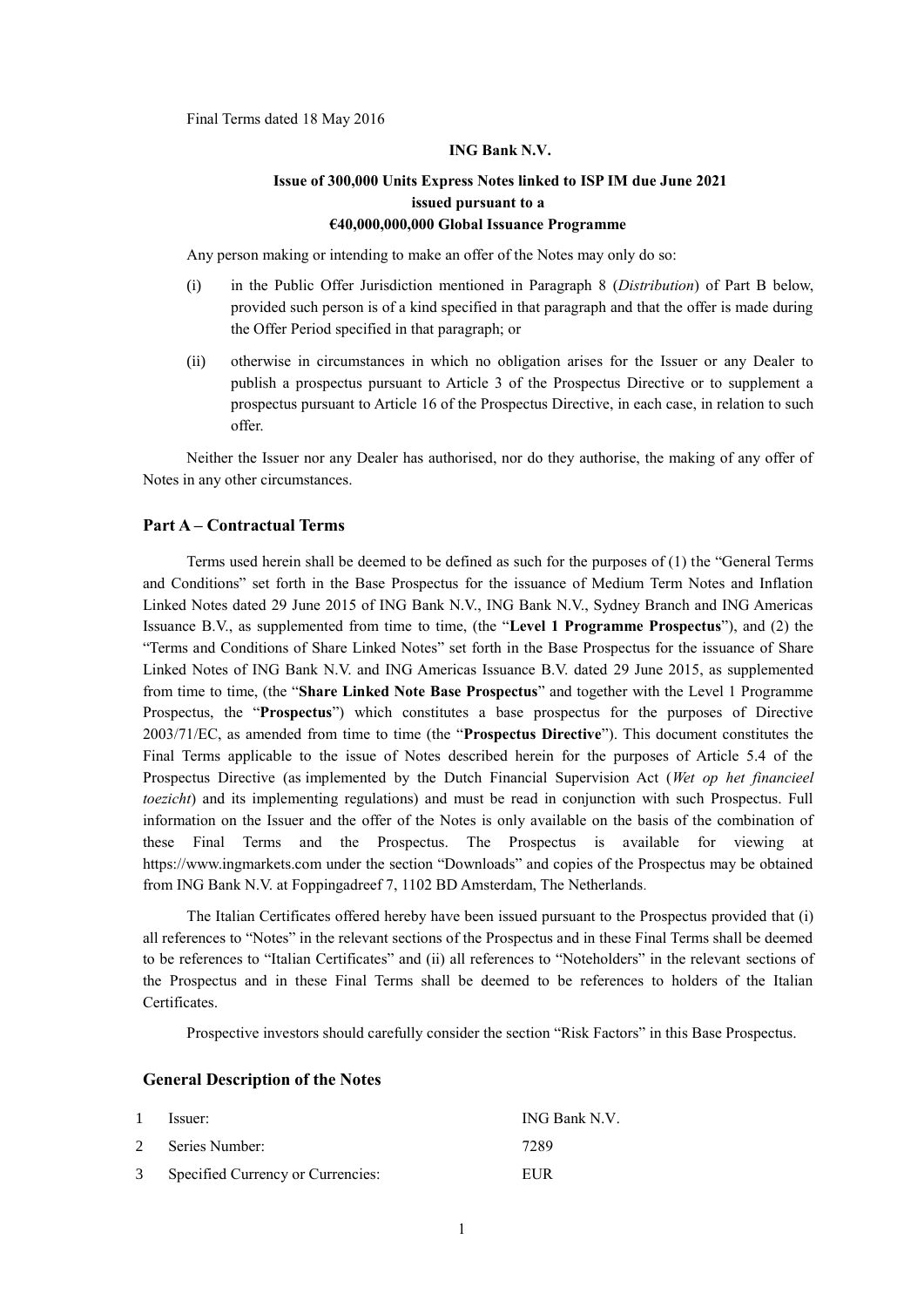Final Terms dated 18 May 2016

**ING Bank N.V.**

**Issue of 300,000 Units Express Notes linked to ISP IM due June 2021**
**issued pursuant to a**
**€40,000,000,000 Global Issuance Programme**

Any person making or intending to make an offer of the Notes may only do so:

(i) in the Public Offer Jurisdiction mentioned in Paragraph 8 (*Distribution*) of Part B below, provided such person is of a kind specified in that paragraph and that the offer is made during the Offer Period specified in that paragraph; or

(ii) otherwise in circumstances in which no obligation arises for the Issuer or any Dealer to publish a prospectus pursuant to Article 3 of the Prospectus Directive or to supplement a prospectus pursuant to Article 16 of the Prospectus Directive, in each case, in relation to such offer.

Neither the Issuer nor any Dealer has authorised, nor do they authorise, the making of any offer of Notes in any other circumstances.

## Part A – Contractual Terms

Terms used herein shall be deemed to be defined as such for the purposes of (1) the "General Terms and Conditions" set forth in the Base Prospectus for the issuance of Medium Term Notes and Inflation Linked Notes dated 29 June 2015 of ING Bank N.V., ING Bank N.V., Sydney Branch and ING Americas Issuance B.V., as supplemented from time to time, (the "**Level 1 Programme Prospectus**"), and (2) the "Terms and Conditions of Share Linked Notes" set forth in the Base Prospectus for the issuance of Share Linked Notes of ING Bank N.V. and ING Americas Issuance B.V. dated 29 June 2015, as supplemented from time to time, (the "**Share Linked Note Base Prospectus**" and together with the Level 1 Programme Prospectus, the "**Prospectus**") which constitutes a base prospectus for the purposes of Directive 2003/71/EC, as amended from time to time (the "**Prospectus Directive**"). This document constitutes the Final Terms applicable to the issue of Notes described herein for the purposes of Article 5.4 of the Prospectus Directive (as implemented by the Dutch Financial Supervision Act (*Wet op het financieel toezicht*) and its implementing regulations) and must be read in conjunction with such Prospectus. Full information on the Issuer and the offer of the Notes is only available on the basis of the combination of these Final Terms and the Prospectus. The Prospectus is available for viewing at https://www.ingmarkets.com under the section "Downloads" and copies of the Prospectus may be obtained from ING Bank N.V. at Foppingadreef 7, 1102 BD Amsterdam, The Netherlands.

The Italian Certificates offered hereby have been issued pursuant to the Prospectus provided that (i) all references to "Notes" in the relevant sections of the Prospectus and in these Final Terms shall be deemed to be references to "Italian Certificates" and (ii) all references to "Noteholders" in the relevant sections of the Prospectus and in these Final Terms shall be deemed to be references to holders of the Italian Certificates.

Prospective investors should carefully consider the section "Risk Factors" in this Base Prospectus.

## General Description of the Notes

| | | |
|---|---|---|
| 1 | Issuer: | ING Bank N.V. |
| 2 | Series Number: | 7289 |
| 3 | Specified Currency or Currencies: | EUR |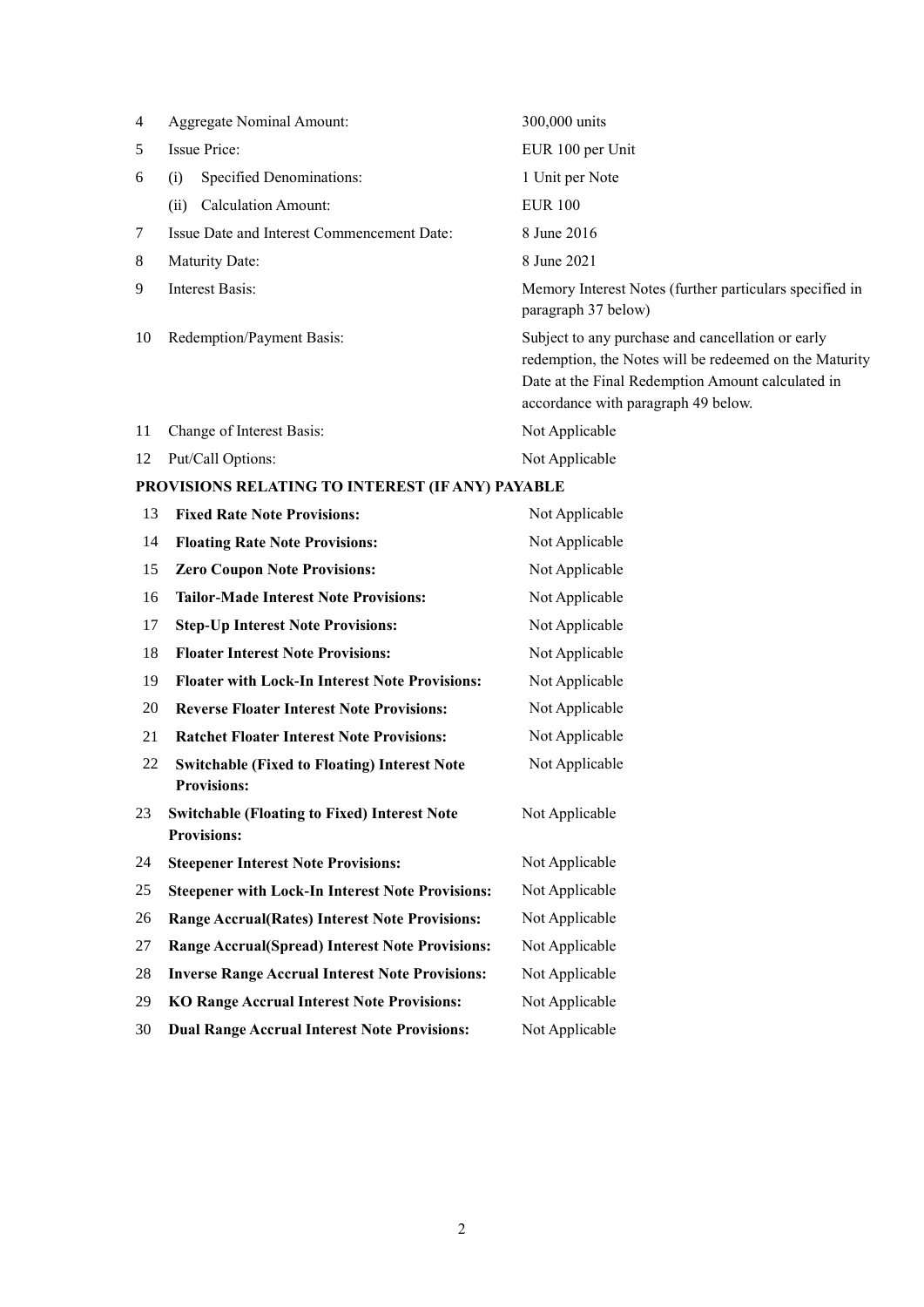| | | |
|---|---|---|
| 4 | Aggregate Nominal Amount: | 300,000 units |
| 5 | Issue Price: | EUR 100 per Unit |
| 6 | (i) Specified Denominations: | 1 Unit per Note |
| | (ii) Calculation Amount: | EUR 100 |
| 7 | Issue Date and Interest Commencement Date: | 8 June 2016 |
| 8 | Maturity Date: | 8 June 2021 |
| 9 | Interest Basis: | Memory Interest Notes (further particulars specified in paragraph 37 below) |
| 10 | Redemption/Payment Basis: | Subject to any purchase and cancellation or early redemption, the Notes will be redeemed on the Maturity Date at the Final Redemption Amount calculated in accordance with paragraph 49 below. |
| 11 | Change of Interest Basis: | Not Applicable |
| 12 | Put/Call Options: | Not Applicable |

**PROVISIONS RELATING TO INTEREST (IF ANY) PAYABLE**

| | | |
|---|---|---|
| 13 | **Fixed Rate Note Provisions:** | Not Applicable |
| 14 | **Floating Rate Note Provisions:** | Not Applicable |
| 15 | **Zero Coupon Note Provisions:** | Not Applicable |
| 16 | **Tailor-Made Interest Note Provisions:** | Not Applicable |
| 17 | **Step-Up Interest Note Provisions:** | Not Applicable |
| 18 | **Floater Interest Note Provisions:** | Not Applicable |
| 19 | **Floater with Lock-In Interest Note Provisions:** | Not Applicable |
| 20 | **Reverse Floater Interest Note Provisions:** | Not Applicable |
| 21 | **Ratchet Floater Interest Note Provisions:** | Not Applicable |
| 22 | **Switchable (Fixed to Floating) Interest Note Provisions:** | Not Applicable |
| 23 | **Switchable (Floating to Fixed) Interest Note Provisions:** | Not Applicable |
| 24 | **Steepener Interest Note Provisions:** | Not Applicable |
| 25 | **Steepener with Lock-In Interest Note Provisions:** | Not Applicable |
| 26 | **Range Accrual(Rates) Interest Note Provisions:** | Not Applicable |
| 27 | **Range Accrual(Spread) Interest Note Provisions:** | Not Applicable |
| 28 | **Inverse Range Accrual Interest Note Provisions:** | Not Applicable |
| 29 | **KO Range Accrual Interest Note Provisions:** | Not Applicable |
| 30 | **Dual Range Accrual Interest Note Provisions:** | Not Applicable |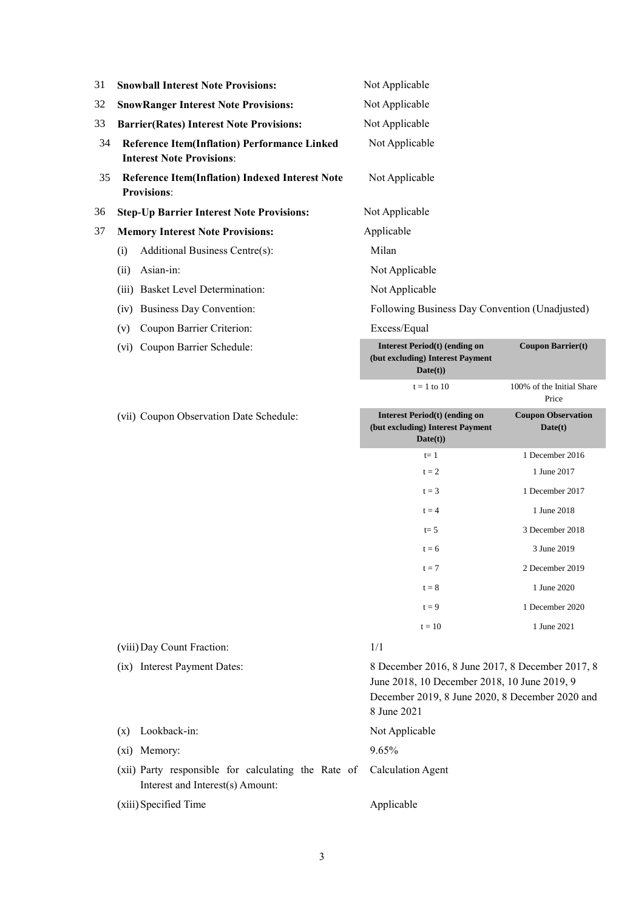| | | |
|---|---|---|
| 31 | **Snowball Interest Note Provisions:** | Not Applicable |
| 32 | **SnowRanger Interest Note Provisions:** | Not Applicable |
| 33 | **Barrier(Rates) Interest Note Provisions:** | Not Applicable |
| 34 | **Reference Item(Inflation) Performance Linked Interest Note Provisions**: | Not Applicable |
| 35 | **Reference Item(Inflation) Indexed Interest Note Provisions**: | Not Applicable |
| 36 | **Step-Up Barrier Interest Note Provisions:** | Not Applicable |
| 37 | **Memory Interest Note Provisions:** | Applicable |

(i) Additional Business Centre(s): Milan

(ii) Asian-in: Not Applicable

(iii) Basket Level Determination: Not Applicable

(iv) Business Day Convention: Following Business Day Convention (Unadjusted)

(v) Coupon Barrier Criterion: Excess/Equal

(vi) Coupon Barrier Schedule:

| Interest Period(t) (ending on (but excluding) Interest Payment Date(t)) | Coupon Barrier(t) |
|---|---|
| t = 1 to 10 | 100% of the Initial Share Price |

(vii) Coupon Observation Date Schedule:

| Interest Period(t) (ending on (but excluding) Interest Payment Date(t)) | Coupon Observation Date(t) |
|---|---|
| t= 1 | 1 December 2016 |
| t = 2 | 1 June 2017 |
| t = 3 | 1 December 2017 |
| t = 4 | 1 June 2018 |
| t= 5 | 3 December 2018 |
| t = 6 | 3 June 2019 |
| t = 7 | 2 December 2019 |
| t = 8 | 1 June 2020 |
| t = 9 | 1 December 2020 |
| t = 10 | 1 June 2021 |

(viii) Day Count Fraction: 1/1

(ix) Interest Payment Dates: 8 December 2016, 8 June 2017, 8 December 2017, 8 June 2018, 10 December 2018, 10 June 2019, 9 December 2019, 8 June 2020, 8 December 2020 and 8 June 2021

(x) Lookback-in: Not Applicable

(xi) Memory: 9.65%

(xii) Party responsible for calculating the Rate of Interest and Interest(s) Amount: Calculation Agent

(xiii) Specified Time: Applicable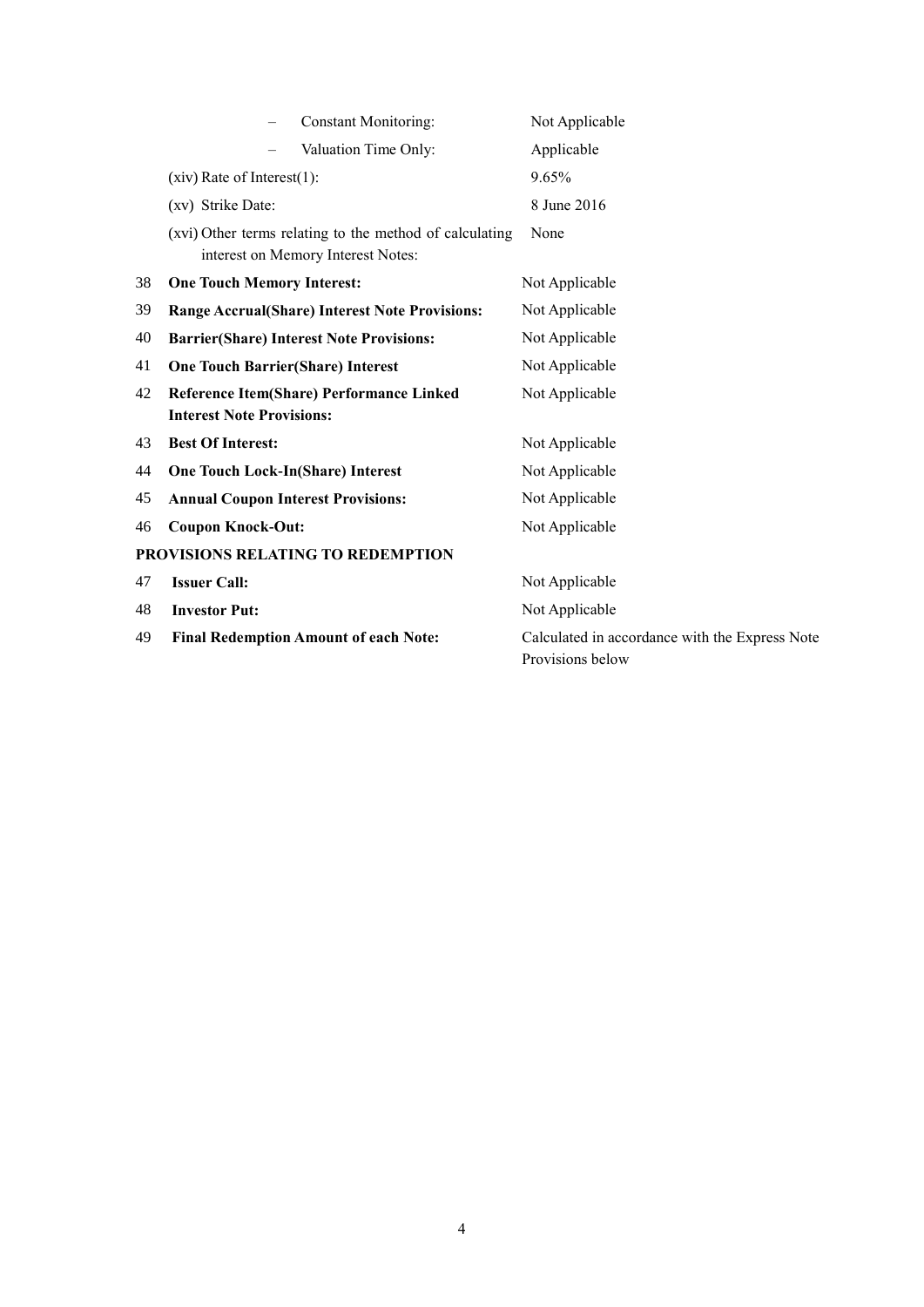| | | |
|---|---|---|
| | – Constant Monitoring: | Not Applicable |
| | – Valuation Time Only: | Applicable |
| | (xiv) Rate of Interest(1): | 9.65% |
| | (xv) Strike Date: | 8 June 2016 |
| | (xvi) Other terms relating to the method of calculating interest on Memory Interest Notes: | None |
| 38 | **One Touch Memory Interest:** | Not Applicable |
| 39 | **Range Accrual(Share) Interest Note Provisions:** | Not Applicable |
| 40 | **Barrier(Share) Interest Note Provisions:** | Not Applicable |
| 41 | **One Touch Barrier(Share) Interest** | Not Applicable |
| 42 | **Reference Item(Share) Performance Linked Interest Note Provisions:** | Not Applicable |
| 43 | **Best Of Interest:** | Not Applicable |
| 44 | **One Touch Lock-In(Share) Interest** | Not Applicable |
| 45 | **Annual Coupon Interest Provisions:** | Not Applicable |
| 46 | **Coupon Knock-Out:** | Not Applicable |

**PROVISIONS RELATING TO REDEMPTION**

| | | |
|---|---|---|
| 47 | **Issuer Call:** | Not Applicable |
| 48 | **Investor Put:** | Not Applicable |
| 49 | **Final Redemption Amount of each Note:** | Calculated in accordance with the Express Note Provisions below |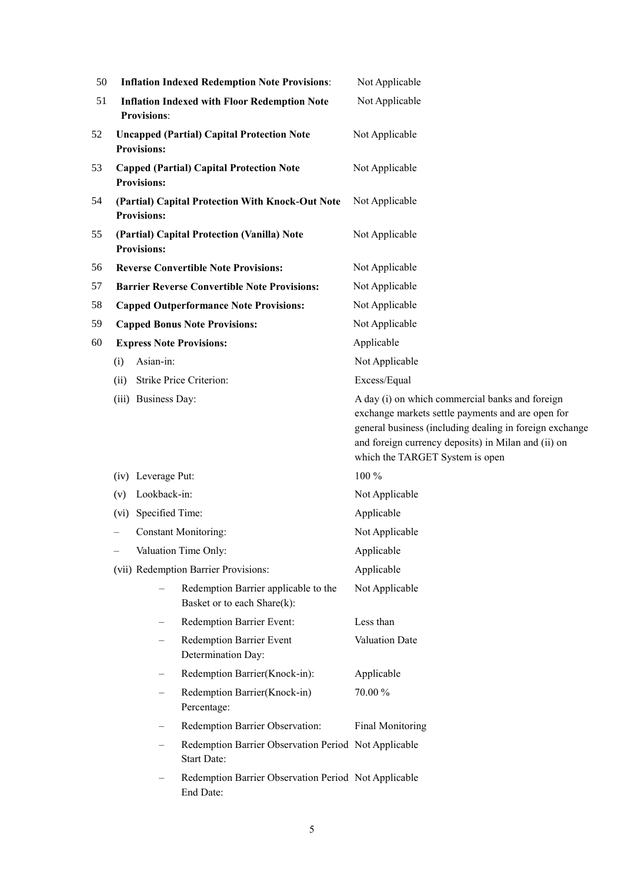| | | |
|---|---|---|
| 50 | **Inflation Indexed Redemption Note Provisions**: | Not Applicable |
| 51 | **Inflation Indexed with Floor Redemption Note Provisions**: | Not Applicable |
| 52 | **Uncapped (Partial) Capital Protection Note Provisions:** | Not Applicable |
| 53 | **Capped (Partial) Capital Protection Note Provisions:** | Not Applicable |
| 54 | **(Partial) Capital Protection With Knock-Out Note Provisions:** | Not Applicable |
| 55 | **(Partial) Capital Protection (Vanilla) Note Provisions:** | Not Applicable |
| 56 | **Reverse Convertible Note Provisions:** | Not Applicable |
| 57 | **Barrier Reverse Convertible Note Provisions:** | Not Applicable |
| 58 | **Capped Outperformance Note Provisions:** | Not Applicable |
| 59 | **Capped Bonus Note Provisions:** | Not Applicable |
| 60 | **Express Note Provisions:** | Applicable |
| | (i) Asian-in: | Not Applicable |
| | (ii) Strike Price Criterion: | Excess/Equal |
| | (iii) Business Day: | A day (i) on which commercial banks and foreign exchange markets settle payments and are open for general business (including dealing in foreign exchange and foreign currency deposits) in Milan and (ii) on which the TARGET System is open |
| | (iv) Leverage Put: | 100 % |
| | (v) Lookback-in: | Not Applicable |
| | (vi) Specified Time: | Applicable |
| | – Constant Monitoring: | Not Applicable |
| | – Valuation Time Only: | Applicable |
| | (vii) Redemption Barrier Provisions: | Applicable |
| | – Redemption Barrier applicable to the Basket or to each Share(k): | Not Applicable |
| | – Redemption Barrier Event: | Less than |
| | – Redemption Barrier Event Determination Day: | Valuation Date |
| | – Redemption Barrier(Knock-in): | Applicable |
| | – Redemption Barrier(Knock-in) Percentage: | 70.00 % |
| | – Redemption Barrier Observation: | Final Monitoring |
| | – Redemption Barrier Observation Period Start Date: | Not Applicable |
| | – Redemption Barrier Observation Period End Date: | Not Applicable |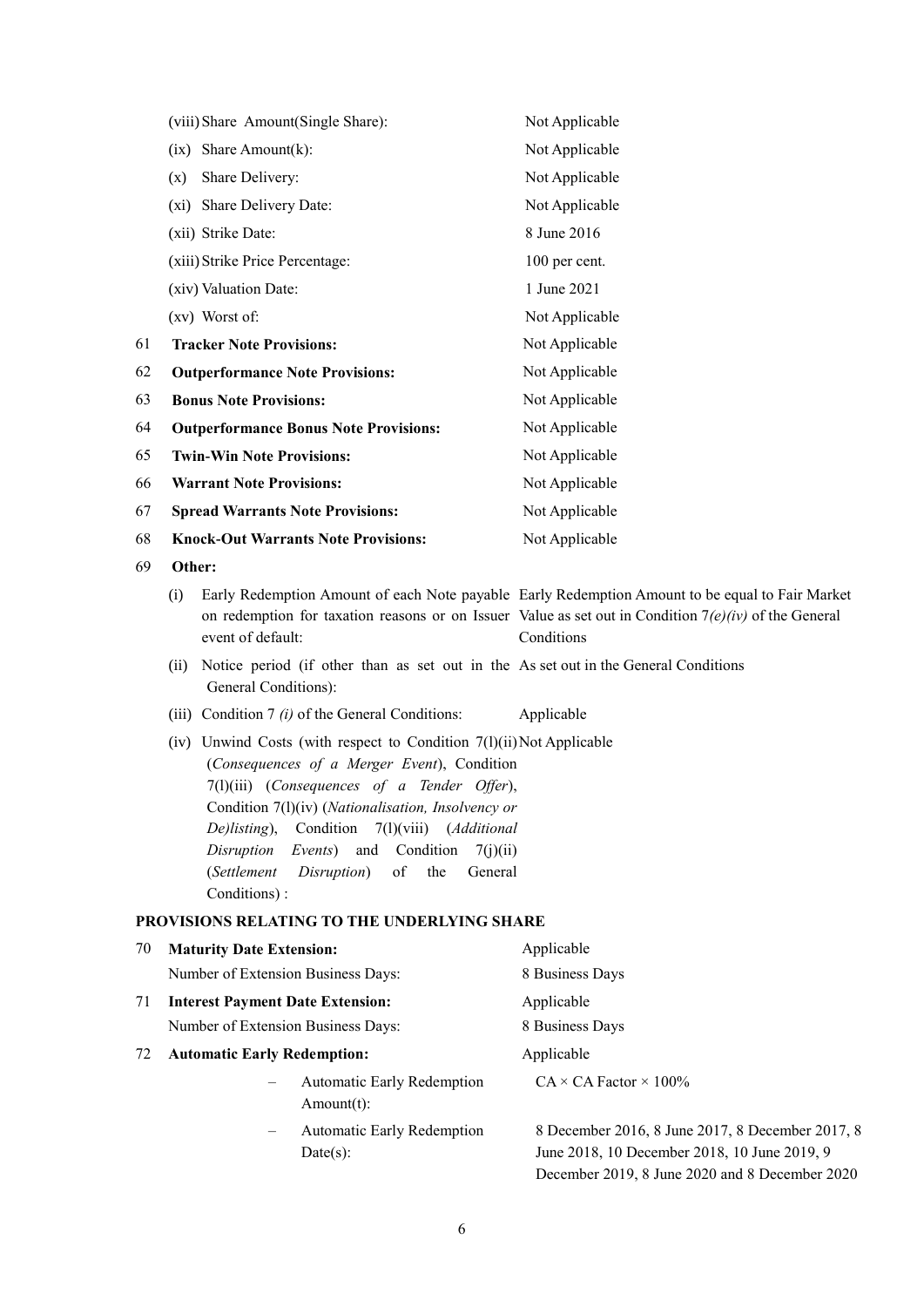| | | |
|---|---|---|
| | (viii) Share Amount(Single Share): | Not Applicable |
| | (ix) Share Amount(k): | Not Applicable |
| | (x) Share Delivery: | Not Applicable |
| | (xi) Share Delivery Date: | Not Applicable |
| | (xii) Strike Date: | 8 June 2016 |
| | (xiii) Strike Price Percentage: | 100 per cent. |
| | (xiv) Valuation Date: | 1 June 2021 |
| | (xv) Worst of: | Not Applicable |
| 61 | **Tracker Note Provisions:** | Not Applicable |
| 62 | **Outperformance Note Provisions:** | Not Applicable |
| 63 | **Bonus Note Provisions:** | Not Applicable |
| 64 | **Outperformance Bonus Note Provisions:** | Not Applicable |
| 65 | **Twin-Win Note Provisions:** | Not Applicable |
| 66 | **Warrant Note Provisions:** | Not Applicable |
| 67 | **Spread Warrants Note Provisions:** | Not Applicable |
| 68 | **Knock-Out Warrants Note Provisions:** | Not Applicable |
| 69 | **Other:** | |
| | (i) Early Redemption Amount of each Note payable on redemption for taxation reasons or on Issuer event of default: | Early Redemption Amount to be equal to Fair Market Value as set out in Condition 7*(e)(iv)* of the General Conditions |
| | (ii) Notice period (if other than as set out in the General Conditions): | As set out in the General Conditions |
| | (iii) Condition 7 *(i)* of the General Conditions: | Applicable |
| | (iv) Unwind Costs (with respect to Condition 7(l)(ii) (*Consequences of a Merger Event*), Condition 7(l)(iii) (*Consequences of a Tender Offer*), Condition 7(l)(iv) (*Nationalisation, Insolvency or De)listing*), Condition 7(l)(viii) (*Additional Disruption Events*) and Condition 7(j)(ii) (*Settlement Disruption*) of the General Conditions) : | Not Applicable |

**PROVISIONS RELATING TO THE UNDERLYING SHARE**

| | | |
|---|---|---|
| 70 | **Maturity Date Extension:** | Applicable |
| | Number of Extension Business Days: | 8 Business Days |
| 71 | **Interest Payment Date Extension:** | Applicable |
| | Number of Extension Business Days: | 8 Business Days |
| 72 | **Automatic Early Redemption:** | Applicable |
| | – Automatic Early Redemption Amount(t): | $CA \times CA\ Factor \times 100\%$ |
| | – Automatic Early Redemption Date(s): | 8 December 2016, 8 June 2017, 8 December 2017, 8 June 2018, 10 December 2018, 10 June 2019, 9 December 2019, 8 June 2020 and 8 December 2020 |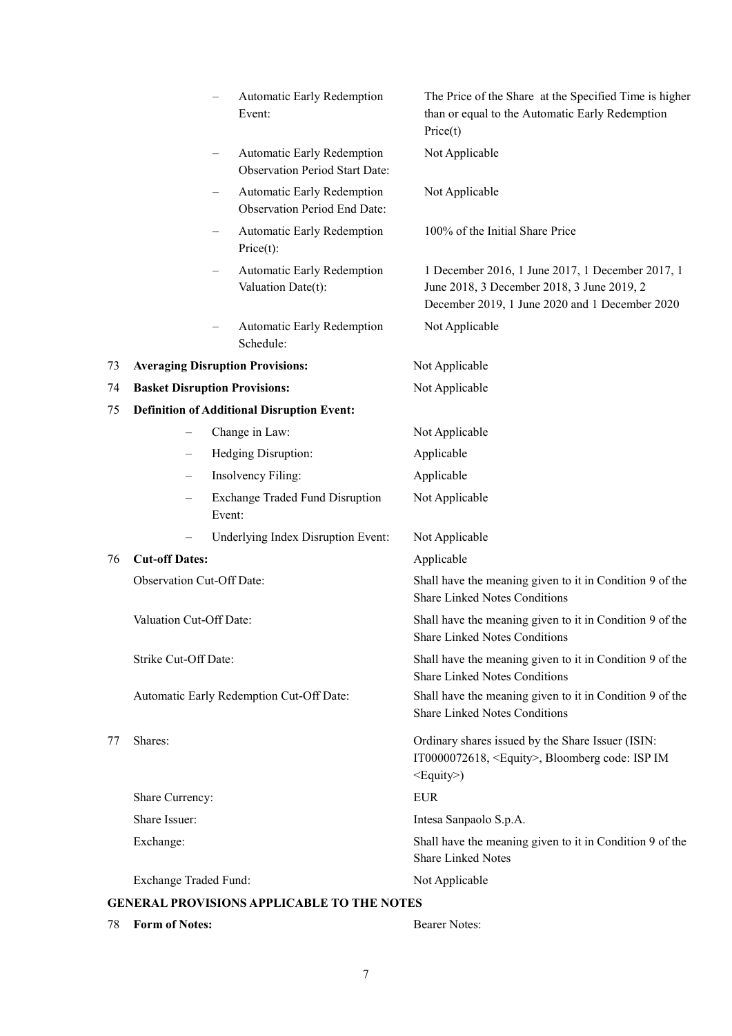| | | |
|---|---|---|
| | – Automatic Early Redemption Event: | The Price of the Share at the Specified Time is higher than or equal to the Automatic Early Redemption Price(t) |
| | – Automatic Early Redemption Observation Period Start Date: | Not Applicable |
| | – Automatic Early Redemption Observation Period End Date: | Not Applicable |
| | – Automatic Early Redemption Price(t): | 100% of the Initial Share Price |
| | – Automatic Early Redemption Valuation Date(t): | 1 December 2016, 1 June 2017, 1 December 2017, 1 June 2018, 3 December 2018, 3 June 2019, 2 December 2019, 1 June 2020 and 1 December 2020 |
| | – Automatic Early Redemption Schedule: | Not Applicable |
| 73 | **Averaging Disruption Provisions:** | Not Applicable |
| 74 | **Basket Disruption Provisions:** | Not Applicable |
| 75 | **Definition of Additional Disruption Event:** | |
| | – Change in Law: | Not Applicable |
| | – Hedging Disruption: | Applicable |
| | – Insolvency Filing: | Applicable |
| | – Exchange Traded Fund Disruption Event: | Not Applicable |
| | – Underlying Index Disruption Event: | Not Applicable |
| 76 | **Cut-off Dates:** | Applicable |
| | Observation Cut-Off Date: | Shall have the meaning given to it in Condition 9 of the Share Linked Notes Conditions |
| | Valuation Cut-Off Date: | Shall have the meaning given to it in Condition 9 of the Share Linked Notes Conditions |
| | Strike Cut-Off Date: | Shall have the meaning given to it in Condition 9 of the Share Linked Notes Conditions |
| | Automatic Early Redemption Cut-Off Date: | Shall have the meaning given to it in Condition 9 of the Share Linked Notes Conditions |
| 77 | Shares: | Ordinary shares issued by the Share Issuer (ISIN: IT0000072618, <Equity>, Bloomberg code: ISP IM <Equity>) |
| | Share Currency: | EUR |
| | Share Issuer: | Intesa Sanpaolo S.p.A. |
| | Exchange: | Shall have the meaning given to it in Condition 9 of the Share Linked Notes |
| | Exchange Traded Fund: | Not Applicable |

**GENERAL PROVISIONS APPLICABLE TO THE NOTES**

| | | |
|---|---|---|
| 78 | **Form of Notes:** | Bearer Notes: |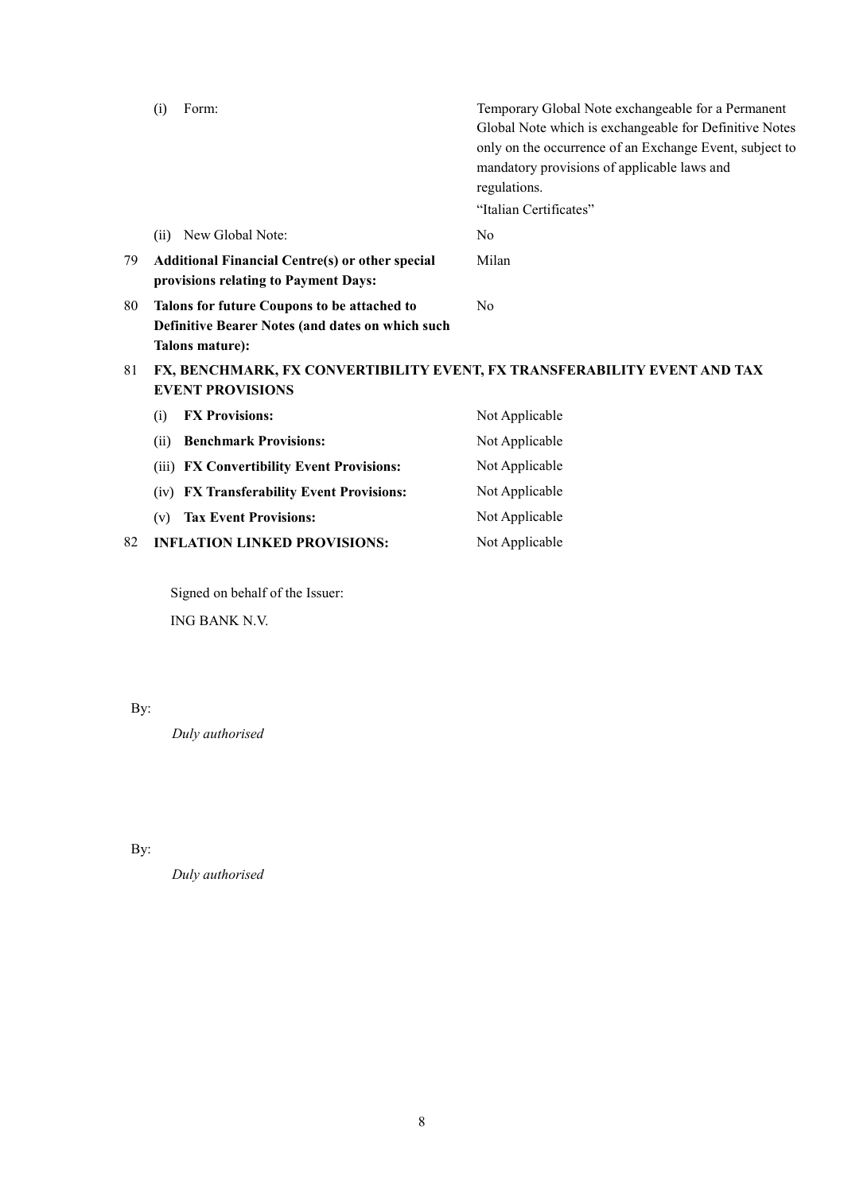| | | |
|---|---|---|
| | (i) Form: | Temporary Global Note exchangeable for a Permanent Global Note which is exchangeable for Definitive Notes only on the occurrence of an Exchange Event, subject to mandatory provisions of applicable laws and regulations.<br>"Italian Certificates" |
| | (ii) New Global Note: | No |
| 79 | **Additional Financial Centre(s) or other special provisions relating to Payment Days:** | Milan |
| 80 | **Talons for future Coupons to be attached to Definitive Bearer Notes (and dates on which such Talons mature):** | No |
| 81 | **FX, BENCHMARK, FX CONVERTIBILITY EVENT, FX TRANSFERABILITY EVENT AND TAX EVENT PROVISIONS** | |
| | (i) **FX Provisions:** | Not Applicable |
| | (ii) **Benchmark Provisions:** | Not Applicable |
| | (iii) **FX Convertibility Event Provisions:** | Not Applicable |
| | (iv) **FX Transferability Event Provisions:** | Not Applicable |
| | (v) **Tax Event Provisions:** | Not Applicable |
| 82 | **INFLATION LINKED PROVISIONS:** | Not Applicable |

Signed on behalf of the Issuer:

ING BANK N.V.

By:

*Duly authorised*

By:

*Duly authorised*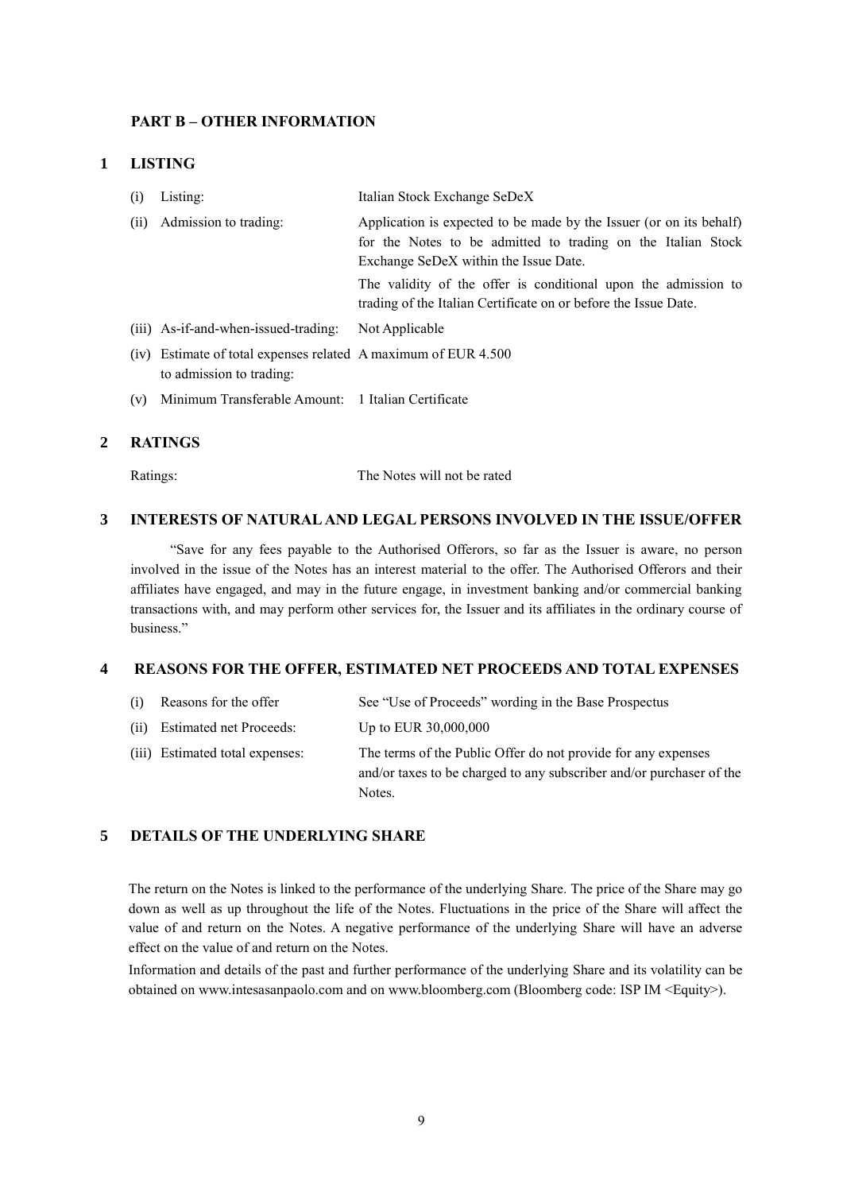## PART B – OTHER INFORMATION

### 1 LISTING

| | | |
|---|---|---|
| (i) | Listing: | Italian Stock Exchange SeDeX |
| (ii) | Admission to trading: | Application is expected to be made by the Issuer (or on its behalf) for the Notes to be admitted to trading on the Italian Stock Exchange SeDeX within the Issue Date.<br>The validity of the offer is conditional upon the admission to trading of the Italian Certificate on or before the Issue Date. |
| (iii) | As-if-and-when-issued-trading: | Not Applicable |
| (iv) | Estimate of total expenses related to admission to trading: | A maximum of EUR 4.500 |
| (v) | Minimum Transferable Amount: | 1 Italian Certificate |

### 2 RATINGS

Ratings: The Notes will not be rated

### 3 INTERESTS OF NATURAL AND LEGAL PERSONS INVOLVED IN THE ISSUE/OFFER

"Save for any fees payable to the Authorised Offerors, so far as the Issuer is aware, no person involved in the issue of the Notes has an interest material to the offer. The Authorised Offerors and their affiliates have engaged, and may in the future engage, in investment banking and/or commercial banking transactions with, and may perform other services for, the Issuer and its affiliates in the ordinary course of business."

### 4 REASONS FOR THE OFFER, ESTIMATED NET PROCEEDS AND TOTAL EXPENSES

| | | |
|---|---|---|
| (i) | Reasons for the offer | See "Use of Proceeds" wording in the Base Prospectus |
| (ii) | Estimated net Proceeds: | Up to EUR 30,000,000 |
| (iii) | Estimated total expenses: | The terms of the Public Offer do not provide for any expenses and/or taxes to be charged to any subscriber and/or purchaser of the Notes. |

### 5 DETAILS OF THE UNDERLYING SHARE

The return on the Notes is linked to the performance of the underlying Share. The price of the Share may go down as well as up throughout the life of the Notes. Fluctuations in the price of the Share will affect the value of and return on the Notes. A negative performance of the underlying Share will have an adverse effect on the value of and return on the Notes.

Information and details of the past and further performance of the underlying Share and its volatility can be obtained on www.intesasanpaolo.com and on www.bloomberg.com (Bloomberg code: ISP IM <Equity>).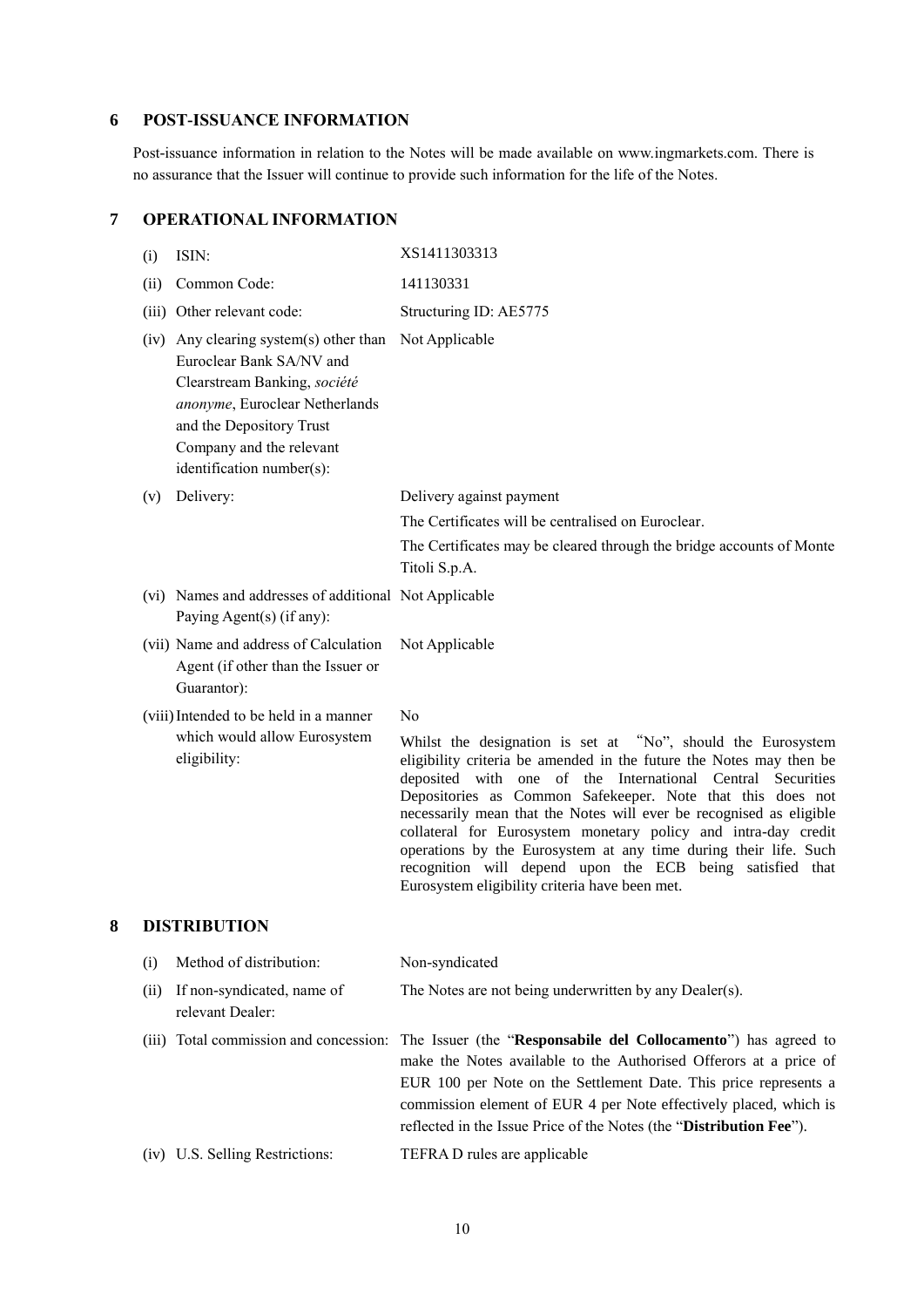## 6 POST-ISSUANCE INFORMATION

Post-issuance information in relation to the Notes will be made available on www.ingmarkets.com. There is no assurance that the Issuer will continue to provide such information for the life of the Notes.

## 7 OPERATIONAL INFORMATION

| | | |
|---|---|---|
| (i) | ISIN: | XS1411303313 |
| (ii) | Common Code: | 141130331 |
| (iii) | Other relevant code: | Structuring ID: AE5775 |
| (iv) | Any clearing system(s) other than Euroclear Bank SA/NV and Clearstream Banking, *société anonyme*, Euroclear Netherlands and the Depository Trust Company and the relevant identification number(s): | Not Applicable |
| (v) | Delivery: | Delivery against payment<br>The Certificates will be centralised on Euroclear.<br>The Certificates may be cleared through the bridge accounts of Monte Titoli S.p.A. |
| (vi) | Names and addresses of additional Paying Agent(s) (if any): | Not Applicable |
| (vii) | Name and address of Calculation Agent (if other than the Issuer or Guarantor): | Not Applicable |
| (viii) | Intended to be held in a manner which would allow Eurosystem eligibility: | No<br>Whilst the designation is set at "No", should the Eurosystem eligibility criteria be amended in the future the Notes may then be deposited with one of the International Central Securities Depositories as Common Safekeeper. Note that this does not necessarily mean that the Notes will ever be recognised as eligible collateral for Eurosystem monetary policy and intra-day credit operations by the Eurosystem at any time during their life. Such recognition will depend upon the ECB being satisfied that Eurosystem eligibility criteria have been met. |

## 8 DISTRIBUTION

| | | |
|---|---|---|
| (i) | Method of distribution: | Non-syndicated |
| (ii) | If non-syndicated, name of relevant Dealer: | The Notes are not being underwritten by any Dealer(s). |
| (iii) | Total commission and concession: | The Issuer (the "**Responsabile del Collocamento**") has agreed to make the Notes available to the Authorised Offerors at a price of EUR 100 per Note on the Settlement Date. This price represents a commission element of EUR 4 per Note effectively placed, which is reflected in the Issue Price of the Notes (the "**Distribution Fee**"). |
| (iv) | U.S. Selling Restrictions: | TEFRA D rules are applicable |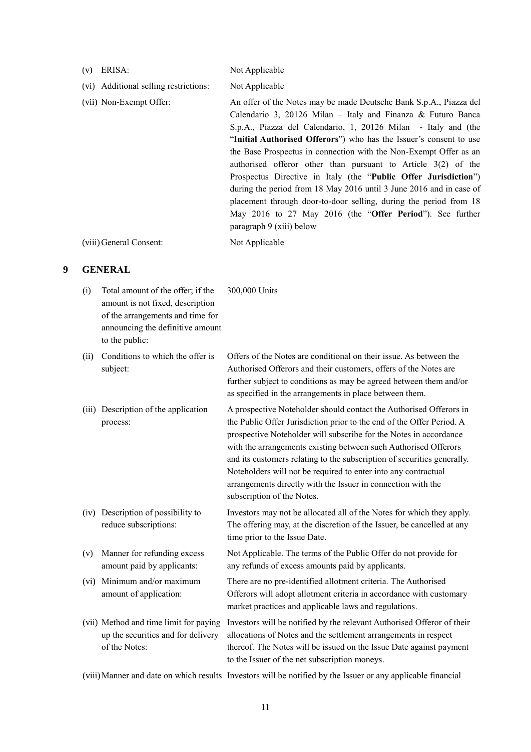| | |
|---|---|
| (v) ERISA: | Not Applicable |
| (vi) Additional selling restrictions: | Not Applicable |
| (vii) Non-Exempt Offer: | An offer of the Notes may be made Deutsche Bank S.p.A., Piazza del Calendario 3, 20126 Milan – Italy and Finanza & Futuro Banca S.p.A., Piazza del Calendario, 1, 20126 Milan - Italy and (the "**Initial Authorised Offerors**") who has the Issuer's consent to use the Base Prospectus in connection with the Non-Exempt Offer as an authorised offeror other than pursuant to Article 3(2) of the Prospectus Directive in Italy (the "**Public Offer Jurisdiction**") during the period from 18 May 2016 until 3 June 2016 and in case of placement through door-to-door selling, during the period from 18 May 2016 to 27 May 2016 (the "**Offer Period**"). See further paragraph 9 (xiii) below |
| (viii) General Consent: | Not Applicable |

## 9 GENERAL

| | |
|---|---|
| (i) Total amount of the offer; if the amount is not fixed, description of the arrangements and time for announcing the definitive amount to the public: | 300,000 Units |
| (ii) Conditions to which the offer is subject: | Offers of the Notes are conditional on their issue. As between the Authorised Offerors and their customers, offers of the Notes are further subject to conditions as may be agreed between them and/or as specified in the arrangements in place between them. |
| (iii) Description of the application process: | A prospective Noteholder should contact the Authorised Offerors in the Public Offer Jurisdiction prior to the end of the Offer Period. A prospective Noteholder will subscribe for the Notes in accordance with the arrangements existing between such Authorised Offerors and its customers relating to the subscription of securities generally. Noteholders will not be required to enter into any contractual arrangements directly with the Issuer in connection with the subscription of the Notes. |
| (iv) Description of possibility to reduce subscriptions: | Investors may not be allocated all of the Notes for which they apply. The offering may, at the discretion of the Issuer, be cancelled at any time prior to the Issue Date. |
| (v) Manner for refunding excess amount paid by applicants: | Not Applicable. The terms of the Public Offer do not provide for any refunds of excess amounts paid by applicants. |
| (vi) Minimum and/or maximum amount of application: | There are no pre-identified allotment criteria. The Authorised Offerors will adopt allotment criteria in accordance with customary market practices and applicable laws and regulations. |
| (vii) Method and time limit for paying up the securities and for delivery of the Notes: | Investors will be notified by the relevant Authorised Offeror of their allocations of Notes and the settlement arrangements in respect thereof. The Notes will be issued on the Issue Date against payment to the Issuer of the net subscription moneys. |
| (viii) Manner and date on which results | Investors will be notified by the Issuer or any applicable financial |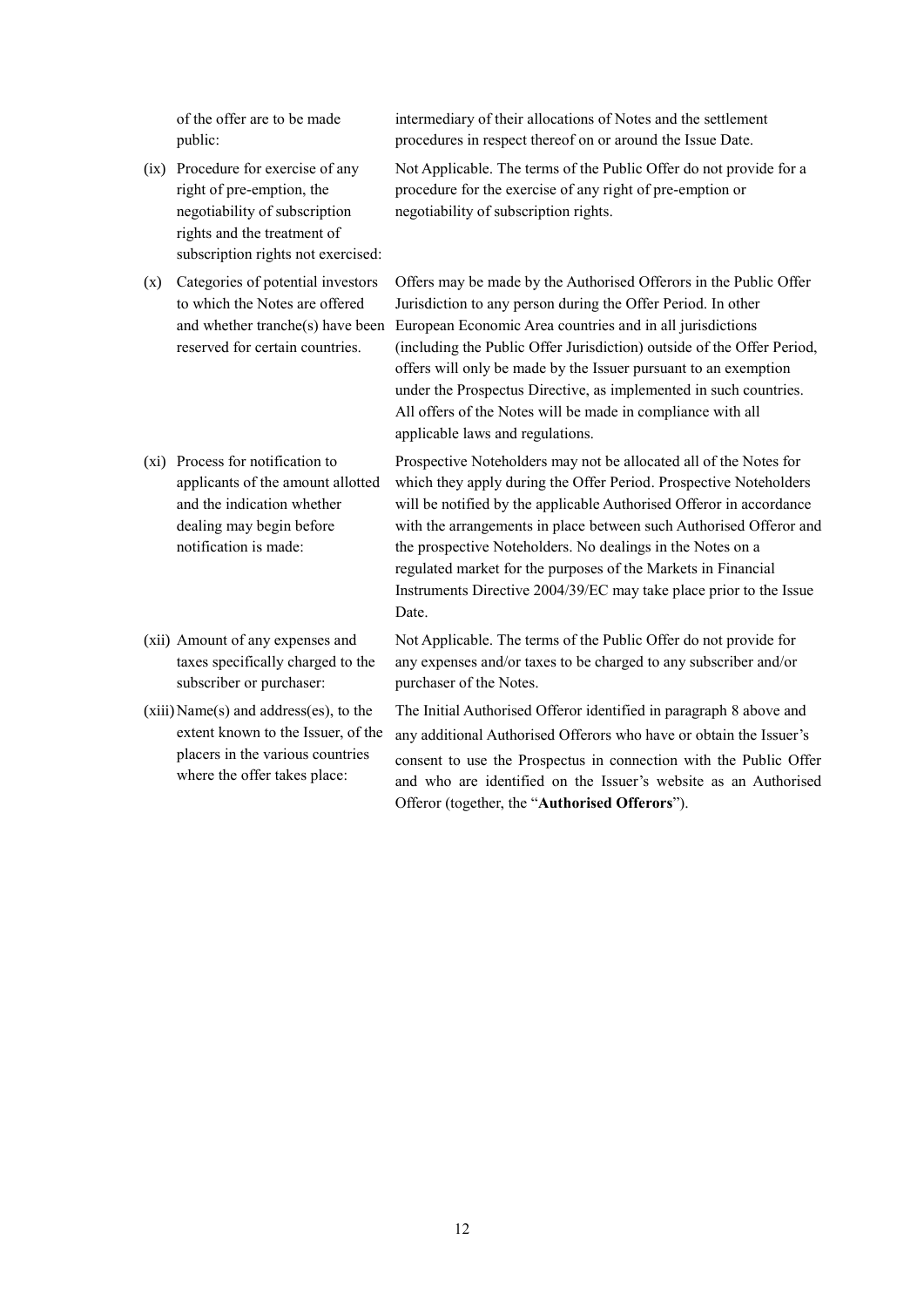| | |
|---|---|
| of the offer are to be made public: | intermediary of their allocations of Notes and the settlement procedures in respect thereof on or around the Issue Date. |
| (ix) Procedure for exercise of any right of pre-emption, the negotiability of subscription rights and the treatment of subscription rights not exercised: | Not Applicable. The terms of the Public Offer do not provide for a procedure for the exercise of any right of pre-emption or negotiability of subscription rights. |
| (x) Categories of potential investors to which the Notes are offered and whether tranche(s) have been reserved for certain countries. | Offers may be made by the Authorised Offerors in the Public Offer Jurisdiction to any person during the Offer Period. In other European Economic Area countries and in all jurisdictions (including the Public Offer Jurisdiction) outside of the Offer Period, offers will only be made by the Issuer pursuant to an exemption under the Prospectus Directive, as implemented in such countries. All offers of the Notes will be made in compliance with all applicable laws and regulations. |
| (xi) Process for notification to applicants of the amount allotted and the indication whether dealing may begin before notification is made: | Prospective Noteholders may not be allocated all of the Notes for which they apply during the Offer Period. Prospective Noteholders will be notified by the applicable Authorised Offeror in accordance with the arrangements in place between such Authorised Offeror and the prospective Noteholders. No dealings in the Notes on a regulated market for the purposes of the Markets in Financial Instruments Directive 2004/39/EC may take place prior to the Issue Date. |
| (xii) Amount of any expenses and taxes specifically charged to the subscriber or purchaser: | Not Applicable. The terms of the Public Offer do not provide for any expenses and/or taxes to be charged to any subscriber and/or purchaser of the Notes. |
| (xiii) Name(s) and address(es), to the extent known to the Issuer, of the placers in the various countries where the offer takes place: | The Initial Authorised Offeror identified in paragraph 8 above and any additional Authorised Offerors who have or obtain the Issuer's consent to use the Prospectus in connection with the Public Offer and who are identified on the Issuer's website as an Authorised Offeror (together, the "**Authorised Offerors**"). |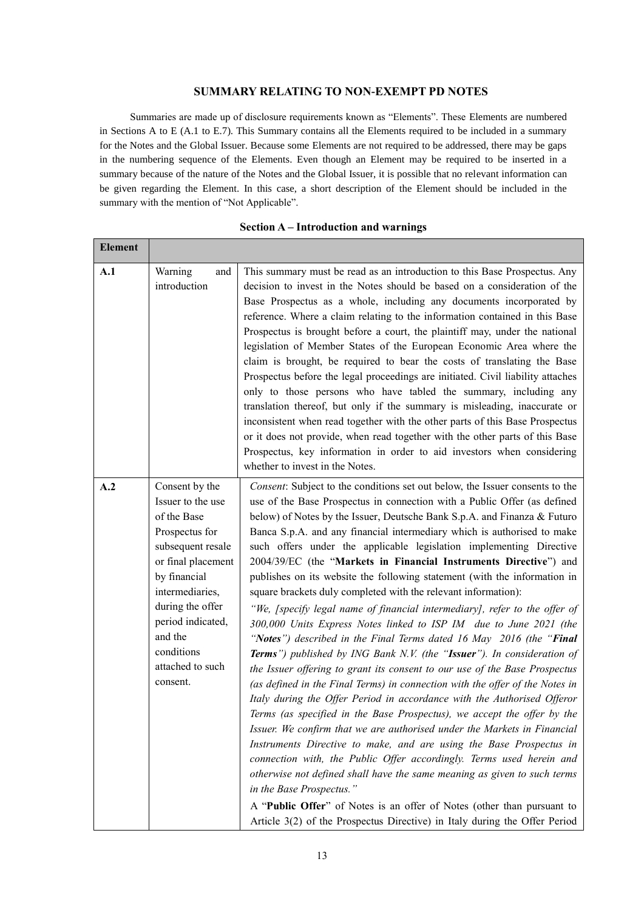## SUMMARY RELATING TO NON-EXEMPT PD NOTES

Summaries are made up of disclosure requirements known as "Elements". These Elements are numbered in Sections A to E (A.1 to E.7). This Summary contains all the Elements required to be included in a summary for the Notes and the Global Issuer. Because some Elements are not required to be addressed, there may be gaps in the numbering sequence of the Elements. Even though an Element may be required to be inserted in a summary because of the nature of the Notes and the Global Issuer, it is possible that no relevant information can be given regarding the Element. In this case, a short description of the Element should be included in the summary with the mention of "Not Applicable".

### Section A – Introduction and warnings

| Element | | |
|---|---|---|
| **A.1** | Warning and introduction | This summary must be read as an introduction to this Base Prospectus. Any decision to invest in the Notes should be based on a consideration of the Base Prospectus as a whole, including any documents incorporated by reference. Where a claim relating to the information contained in this Base Prospectus is brought before a court, the plaintiff may, under the national legislation of Member States of the European Economic Area where the claim is brought, be required to bear the costs of translating the Base Prospectus before the legal proceedings are initiated. Civil liability attaches only to those persons who have tabled the summary, including any translation thereof, but only if the summary is misleading, inaccurate or inconsistent when read together with the other parts of this Base Prospectus or it does not provide, when read together with the other parts of this Base Prospectus, key information in order to aid investors when considering whether to invest in the Notes. |
| **A.2** | Consent by the Issuer to the use of the Base Prospectus for subsequent resale or final placement by financial intermediaries, during the offer period indicated, and the conditions attached to such consent. | *Consent*: Subject to the conditions set out below, the Issuer consents to the use of the Base Prospectus in connection with a Public Offer (as defined below) of Notes by the Issuer, Deutsche Bank S.p.A. and Finanza & Futuro Banca S.p.A. and any financial intermediary which is authorised to make such offers under the applicable legislation implementing Directive 2004/39/EC (the "**Markets in Financial Instruments Directive**") and publishes on its website the following statement (with the information in square brackets duly completed with the relevant information):<br>*"We, [specify legal name of financial intermediary], refer to the offer of 300,000 Units Express Notes linked to ISP IM due to June 2021 (the "**Notes**") described in the Final Terms dated 16 May 2016 (the "**Final Terms**") published by ING Bank N.V. (the "**Issuer**"). In consideration of the Issuer offering to grant its consent to our use of the Base Prospectus (as defined in the Final Terms) in connection with the offer of the Notes in Italy during the Offer Period in accordance with the Authorised Offeror Terms (as specified in the Base Prospectus), we accept the offer by the Issuer. We confirm that we are authorised under the Markets in Financial Instruments Directive to make, and are using the Base Prospectus in connection with, the Public Offer accordingly. Terms used herein and otherwise not defined shall have the same meaning as given to such terms in the Base Prospectus."*<br>A "**Public Offer**" of Notes is an offer of Notes (other than pursuant to Article 3(2) of the Prospectus Directive) in Italy during the Offer Period |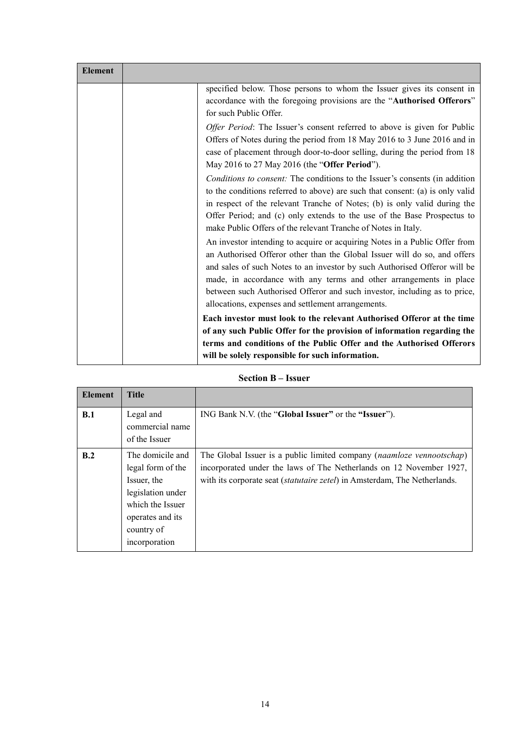| Element | | |
|---|---|---|
| | | specified below. Those persons to whom the Issuer gives its consent in accordance with the foregoing provisions are the "**Authorised Offerors**" for such Public Offer.<br><br>*Offer Period*: The Issuer's consent referred to above is given for Public Offers of Notes during the period from 18 May 2016 to 3 June 2016 and in case of placement through door-to-door selling, during the period from 18 May 2016 to 27 May 2016 (the "**Offer Period**").<br><br>*Conditions to consent:* The conditions to the Issuer's consents (in addition to the conditions referred to above) are such that consent: (a) is only valid in respect of the relevant Tranche of Notes; (b) is only valid during the Offer Period; and (c) only extends to the use of the Base Prospectus to make Public Offers of the relevant Tranche of Notes in Italy.<br><br>An investor intending to acquire or acquiring Notes in a Public Offer from an Authorised Offeror other than the Global Issuer will do so, and offers and sales of such Notes to an investor by such Authorised Offeror will be made, in accordance with any terms and other arrangements in place between such Authorised Offeror and such investor, including as to price, allocations, expenses and settlement arrangements.<br><br>**Each investor must look to the relevant Authorised Offeror at the time of any such Public Offer for the provision of information regarding the terms and conditions of the Public Offer and the Authorised Offerors will be solely responsible for such information.** |

**Section B – Issuer**

| Element | Title | |
|---|---|---|
| **B.1** | Legal and commercial name of the Issuer | ING Bank N.V. (the "**Global Issuer"** or the **"Issuer**"). |
| **B.2** | The domicile and legal form of the Issuer, the legislation under which the Issuer operates and its country of incorporation | The Global Issuer is a public limited company (*naamloze vennootschap*) incorporated under the laws of The Netherlands on 12 November 1927, with its corporate seat (*statutaire zetel*) in Amsterdam, The Netherlands. |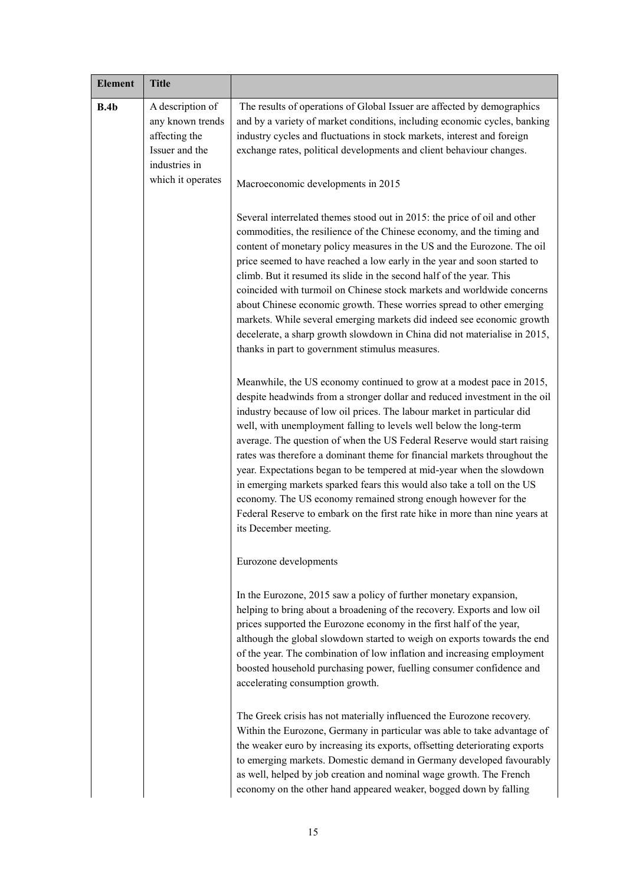| Element | Title | |
|---|---|---|
| **B.4b** | A description of any known trends affecting the Issuer and the industries in which it operates | The results of operations of Global Issuer are affected by demographics and by a variety of market conditions, including economic cycles, banking industry cycles and fluctuations in stock markets, interest and foreign exchange rates, political developments and client behaviour changes.<br><br>Macroeconomic developments in 2015<br><br>Several interrelated themes stood out in 2015: the price of oil and other commodities, the resilience of the Chinese economy, and the timing and content of monetary policy measures in the US and the Eurozone. The oil price seemed to have reached a low early in the year and soon started to climb. But it resumed its slide in the second half of the year. This coincided with turmoil on Chinese stock markets and worldwide concerns about Chinese economic growth. These worries spread to other emerging markets. While several emerging markets did indeed see economic growth decelerate, a sharp growth slowdown in China did not materialise in 2015, thanks in part to government stimulus measures.<br><br>Meanwhile, the US economy continued to grow at a modest pace in 2015, despite headwinds from a stronger dollar and reduced investment in the oil industry because of low oil prices. The labour market in particular did well, with unemployment falling to levels well below the long-term average. The question of when the US Federal Reserve would start raising rates was therefore a dominant theme for financial markets throughout the year. Expectations began to be tempered at mid-year when the slowdown in emerging markets sparked fears this would also take a toll on the US economy. The US economy remained strong enough however for the Federal Reserve to embark on the first rate hike in more than nine years at its December meeting.<br><br>Eurozone developments<br><br>In the Eurozone, 2015 saw a policy of further monetary expansion, helping to bring about a broadening of the recovery. Exports and low oil prices supported the Eurozone economy in the first half of the year, although the global slowdown started to weigh on exports towards the end of the year. The combination of low inflation and increasing employment boosted household purchasing power, fuelling consumer confidence and accelerating consumption growth.<br><br>The Greek crisis has not materially influenced the Eurozone recovery. Within the Eurozone, Germany in particular was able to take advantage of the weaker euro by increasing its exports, offsetting deteriorating exports to emerging markets. Domestic demand in Germany developed favourably as well, helped by job creation and nominal wage growth. The French economy on the other hand appeared weaker, bogged down by falling |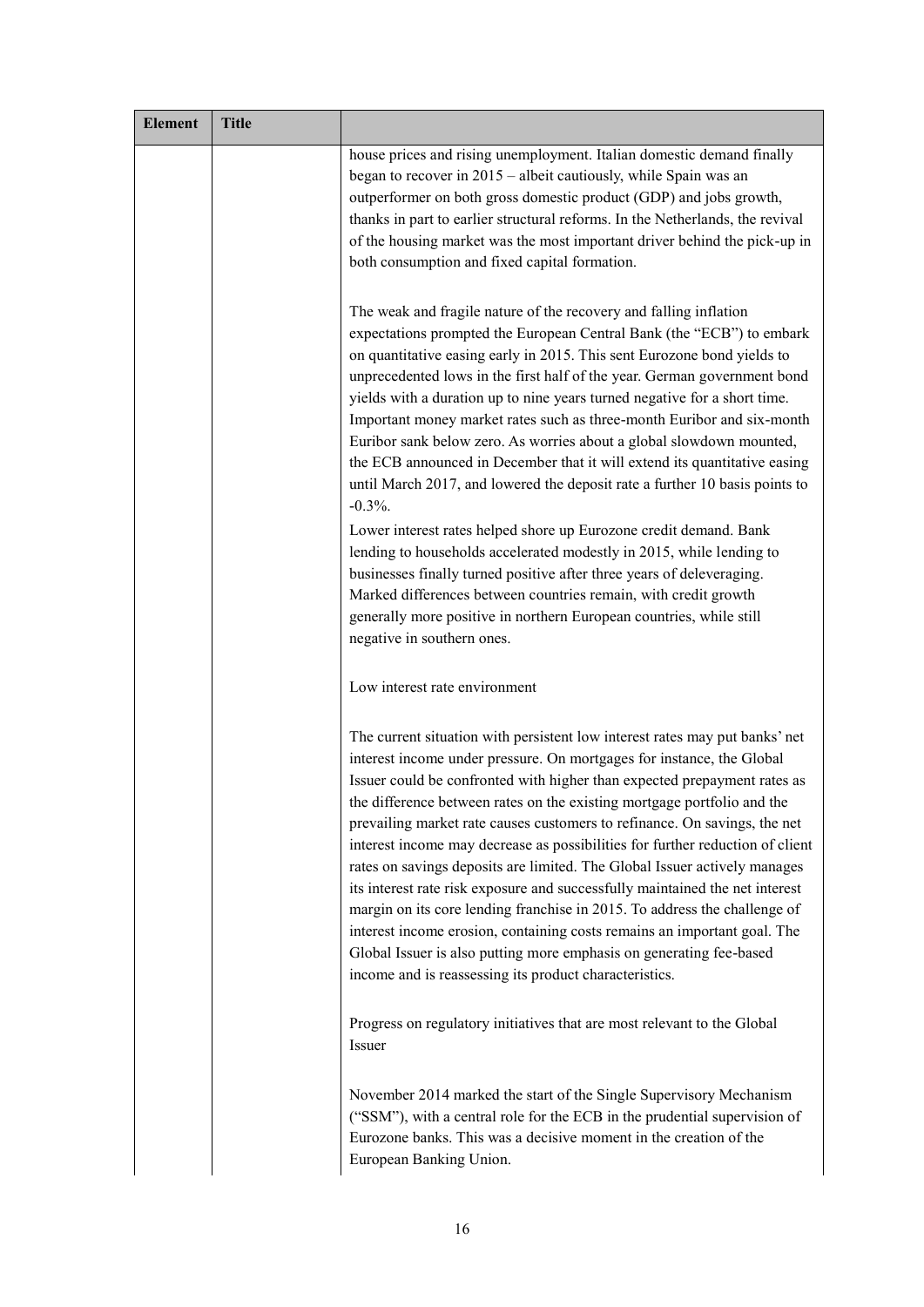| Element | Title | |
|---|---|---|
| | | house prices and rising unemployment. Italian domestic demand finally began to recover in 2015 – albeit cautiously, while Spain was an outperformer on both gross domestic product (GDP) and jobs growth, thanks in part to earlier structural reforms. In the Netherlands, the revival of the housing market was the most important driver behind the pick-up in both consumption and fixed capital formation.<br><br>The weak and fragile nature of the recovery and falling inflation expectations prompted the European Central Bank (the "ECB") to embark on quantitative easing early in 2015. This sent Eurozone bond yields to unprecedented lows in the first half of the year. German government bond yields with a duration up to nine years turned negative for a short time. Important money market rates such as three-month Euribor and six-month Euribor sank below zero. As worries about a global slowdown mounted, the ECB announced in December that it will extend its quantitative easing until March 2017, and lowered the deposit rate a further 10 basis points to -0.3%.<br>Lower interest rates helped shore up Eurozone credit demand. Bank lending to households accelerated modestly in 2015, while lending to businesses finally turned positive after three years of deleveraging. Marked differences between countries remain, with credit growth generally more positive in northern European countries, while still negative in southern ones.<br><br>Low interest rate environment<br><br>The current situation with persistent low interest rates may put banks' net interest income under pressure. On mortgages for instance, the Global Issuer could be confronted with higher than expected prepayment rates as the difference between rates on the existing mortgage portfolio and the prevailing market rate causes customers to refinance. On savings, the net interest income may decrease as possibilities for further reduction of client rates on savings deposits are limited. The Global Issuer actively manages its interest rate risk exposure and successfully maintained the net interest margin on its core lending franchise in 2015. To address the challenge of interest income erosion, containing costs remains an important goal. The Global Issuer is also putting more emphasis on generating fee-based income and is reassessing its product characteristics.<br><br>Progress on regulatory initiatives that are most relevant to the Global Issuer<br><br>November 2014 marked the start of the Single Supervisory Mechanism ("SSM"), with a central role for the ECB in the prudential supervision of Eurozone banks. This was a decisive moment in the creation of the European Banking Union. |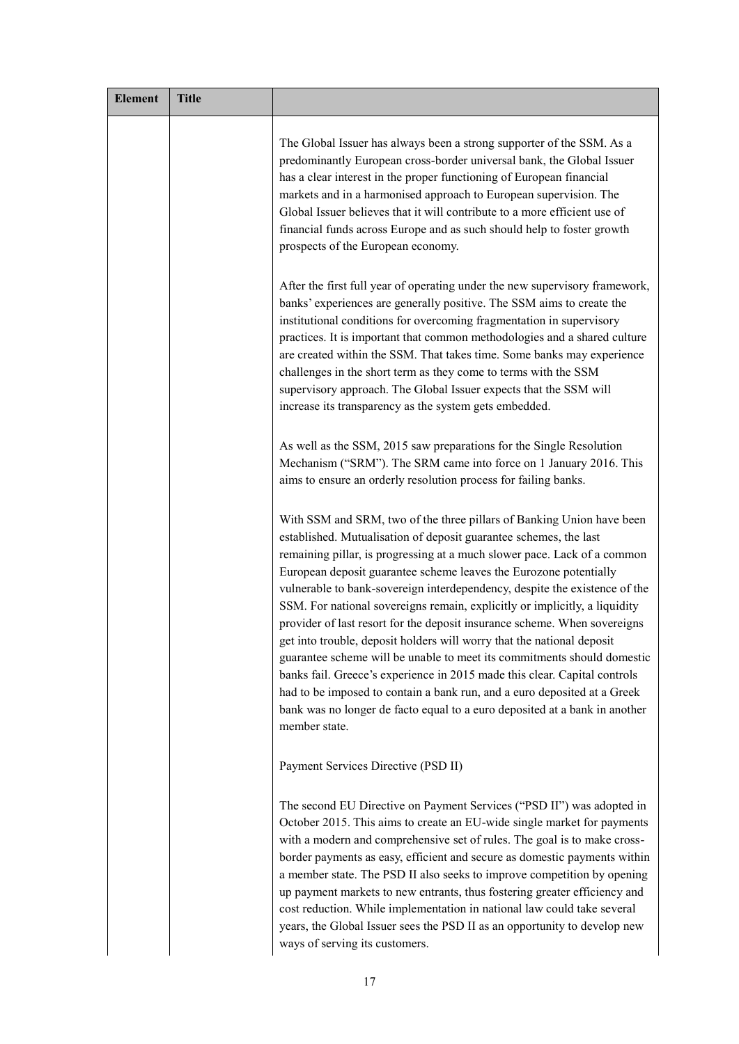| Element | Title | |
|---|---|---|
| | | The Global Issuer has always been a strong supporter of the SSM. As a predominantly European cross-border universal bank, the Global Issuer has a clear interest in the proper functioning of European financial markets and in a harmonised approach to European supervision. The Global Issuer believes that it will contribute to a more efficient use of financial funds across Europe and as such should help to foster growth prospects of the European economy.<br><br>After the first full year of operating under the new supervisory framework, banks' experiences are generally positive. The SSM aims to create the institutional conditions for overcoming fragmentation in supervisory practices. It is important that common methodologies and a shared culture are created within the SSM. That takes time. Some banks may experience challenges in the short term as they come to terms with the SSM supervisory approach. The Global Issuer expects that the SSM will increase its transparency as the system gets embedded.<br><br>As well as the SSM, 2015 saw preparations for the Single Resolution Mechanism ("SRM"). The SRM came into force on 1 January 2016. This aims to ensure an orderly resolution process for failing banks.<br><br>With SSM and SRM, two of the three pillars of Banking Union have been established. Mutualisation of deposit guarantee schemes, the last remaining pillar, is progressing at a much slower pace. Lack of a common European deposit guarantee scheme leaves the Eurozone potentially vulnerable to bank-sovereign interdependency, despite the existence of the SSM. For national sovereigns remain, explicitly or implicitly, a liquidity provider of last resort for the deposit insurance scheme. When sovereigns get into trouble, deposit holders will worry that the national deposit guarantee scheme will be unable to meet its commitments should domestic banks fail. Greece's experience in 2015 made this clear. Capital controls had to be imposed to contain a bank run, and a euro deposited at a Greek bank was no longer de facto equal to a euro deposited at a bank in another member state.<br><br>Payment Services Directive (PSD II)<br><br>The second EU Directive on Payment Services ("PSD II") was adopted in October 2015. This aims to create an EU-wide single market for payments with a modern and comprehensive set of rules. The goal is to make cross-border payments as easy, efficient and secure as domestic payments within a member state. The PSD II also seeks to improve competition by opening up payment markets to new entrants, thus fostering greater efficiency and cost reduction. While implementation in national law could take several years, the Global Issuer sees the PSD II as an opportunity to develop new ways of serving its customers. |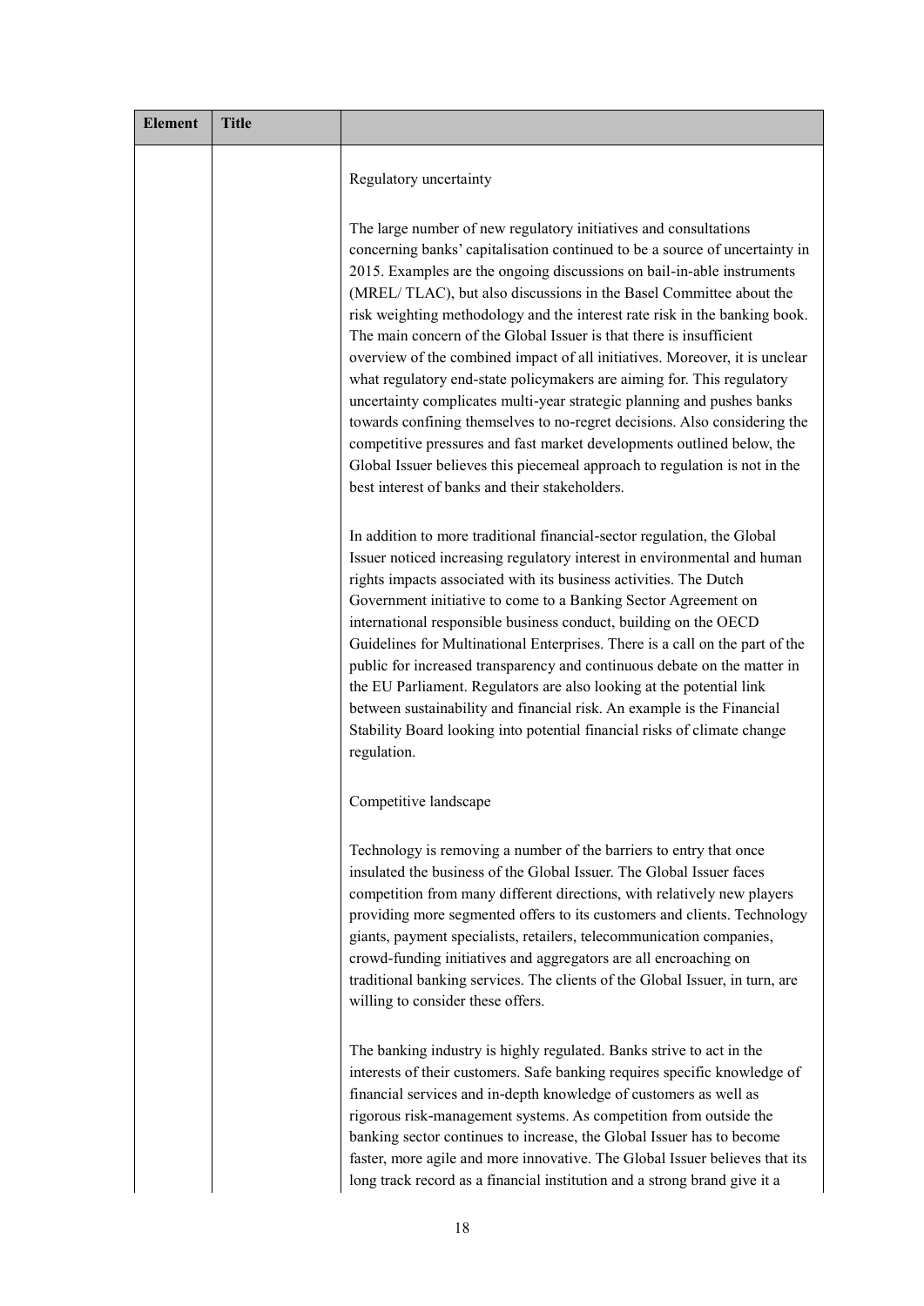| Element | Title | |
|---|---|---|
| | | Regulatory uncertainty<br><br>The large number of new regulatory initiatives and consultations concerning banks' capitalisation continued to be a source of uncertainty in 2015. Examples are the ongoing discussions on bail-in-able instruments (MREL/ TLAC), but also discussions in the Basel Committee about the risk weighting methodology and the interest rate risk in the banking book. The main concern of the Global Issuer is that there is insufficient overview of the combined impact of all initiatives. Moreover, it is unclear what regulatory end-state policymakers are aiming for. This regulatory uncertainty complicates multi-year strategic planning and pushes banks towards confining themselves to no-regret decisions. Also considering the competitive pressures and fast market developments outlined below, the Global Issuer believes this piecemeal approach to regulation is not in the best interest of banks and their stakeholders.<br><br>In addition to more traditional financial-sector regulation, the Global Issuer noticed increasing regulatory interest in environmental and human rights impacts associated with its business activities. The Dutch Government initiative to come to a Banking Sector Agreement on international responsible business conduct, building on the OECD Guidelines for Multinational Enterprises. There is a call on the part of the public for increased transparency and continuous debate on the matter in the EU Parliament. Regulators are also looking at the potential link between sustainability and financial risk. An example is the Financial Stability Board looking into potential financial risks of climate change regulation.<br><br>Competitive landscape<br><br>Technology is removing a number of the barriers to entry that once insulated the business of the Global Issuer. The Global Issuer faces competition from many different directions, with relatively new players providing more segmented offers to its customers and clients. Technology giants, payment specialists, retailers, telecommunication companies, crowd-funding initiatives and aggregators are all encroaching on traditional banking services. The clients of the Global Issuer, in turn, are willing to consider these offers.<br><br>The banking industry is highly regulated. Banks strive to act in the interests of their customers. Safe banking requires specific knowledge of financial services and in-depth knowledge of customers as well as rigorous risk-management systems. As competition from outside the banking sector continues to increase, the Global Issuer has to become faster, more agile and more innovative. The Global Issuer believes that its long track record as a financial institution and a strong brand give it a |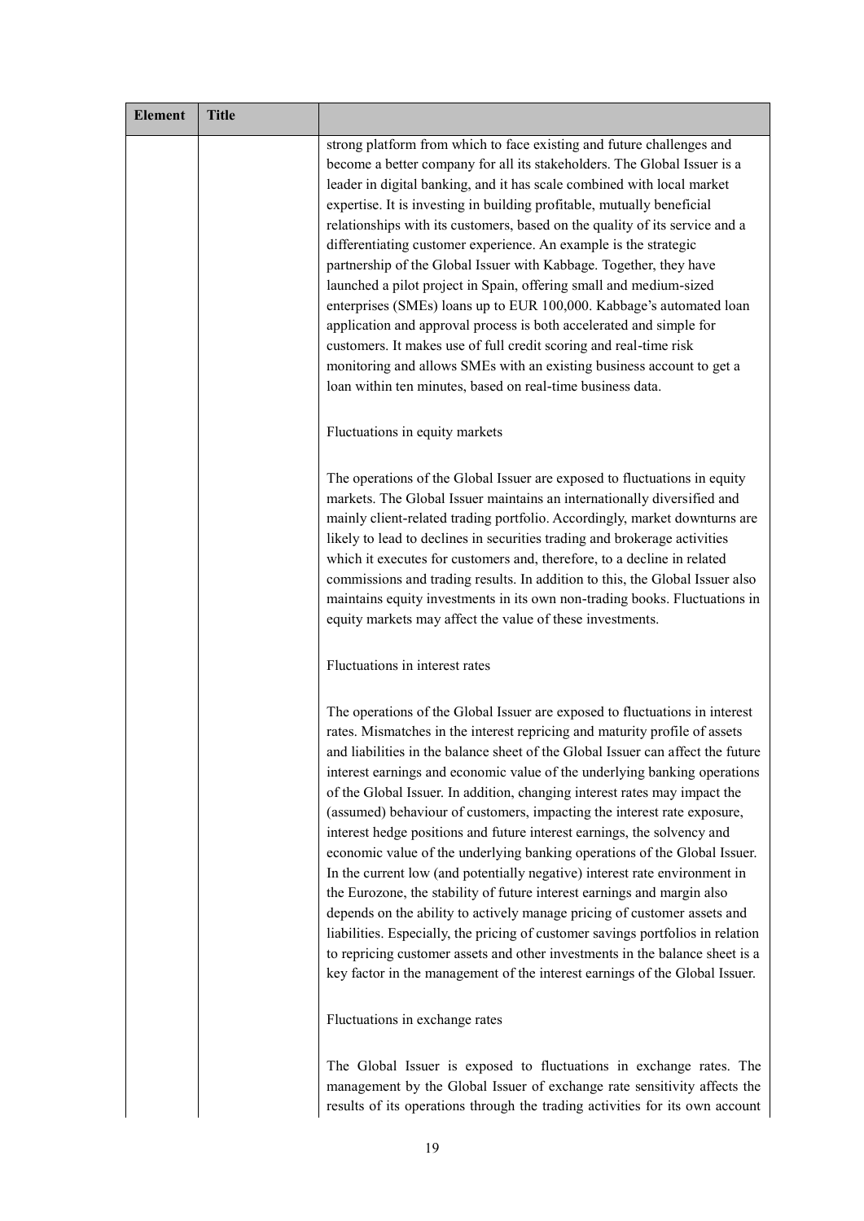| Element | Title | |
|---|---|---|
| | | strong platform from which to face existing and future challenges and become a better company for all its stakeholders. The Global Issuer is a leader in digital banking, and it has scale combined with local market expertise. It is investing in building profitable, mutually beneficial relationships with its customers, based on the quality of its service and a differentiating customer experience. An example is the strategic partnership of the Global Issuer with Kabbage. Together, they have launched a pilot project in Spain, offering small and medium-sized enterprises (SMEs) loans up to EUR 100,000. Kabbage's automated loan application and approval process is both accelerated and simple for customers. It makes use of full credit scoring and real-time risk monitoring and allows SMEs with an existing business account to get a loan within ten minutes, based on real-time business data.<br><br>Fluctuations in equity markets<br><br>The operations of the Global Issuer are exposed to fluctuations in equity markets. The Global Issuer maintains an internationally diversified and mainly client-related trading portfolio. Accordingly, market downturns are likely to lead to declines in securities trading and brokerage activities which it executes for customers and, therefore, to a decline in related commissions and trading results. In addition to this, the Global Issuer also maintains equity investments in its own non-trading books. Fluctuations in equity markets may affect the value of these investments.<br><br>Fluctuations in interest rates<br><br>The operations of the Global Issuer are exposed to fluctuations in interest rates. Mismatches in the interest repricing and maturity profile of assets and liabilities in the balance sheet of the Global Issuer can affect the future interest earnings and economic value of the underlying banking operations of the Global Issuer. In addition, changing interest rates may impact the (assumed) behaviour of customers, impacting the interest rate exposure, interest hedge positions and future interest earnings, the solvency and economic value of the underlying banking operations of the Global Issuer. In the current low (and potentially negative) interest rate environment in the Eurozone, the stability of future interest earnings and margin also depends on the ability to actively manage pricing of customer assets and liabilities. Especially, the pricing of customer savings portfolios in relation to repricing customer assets and other investments in the balance sheet is a key factor in the management of the interest earnings of the Global Issuer.<br><br>Fluctuations in exchange rates<br><br>The Global Issuer is exposed to fluctuations in exchange rates. The management by the Global Issuer of exchange rate sensitivity affects the results of its operations through the trading activities for its own account |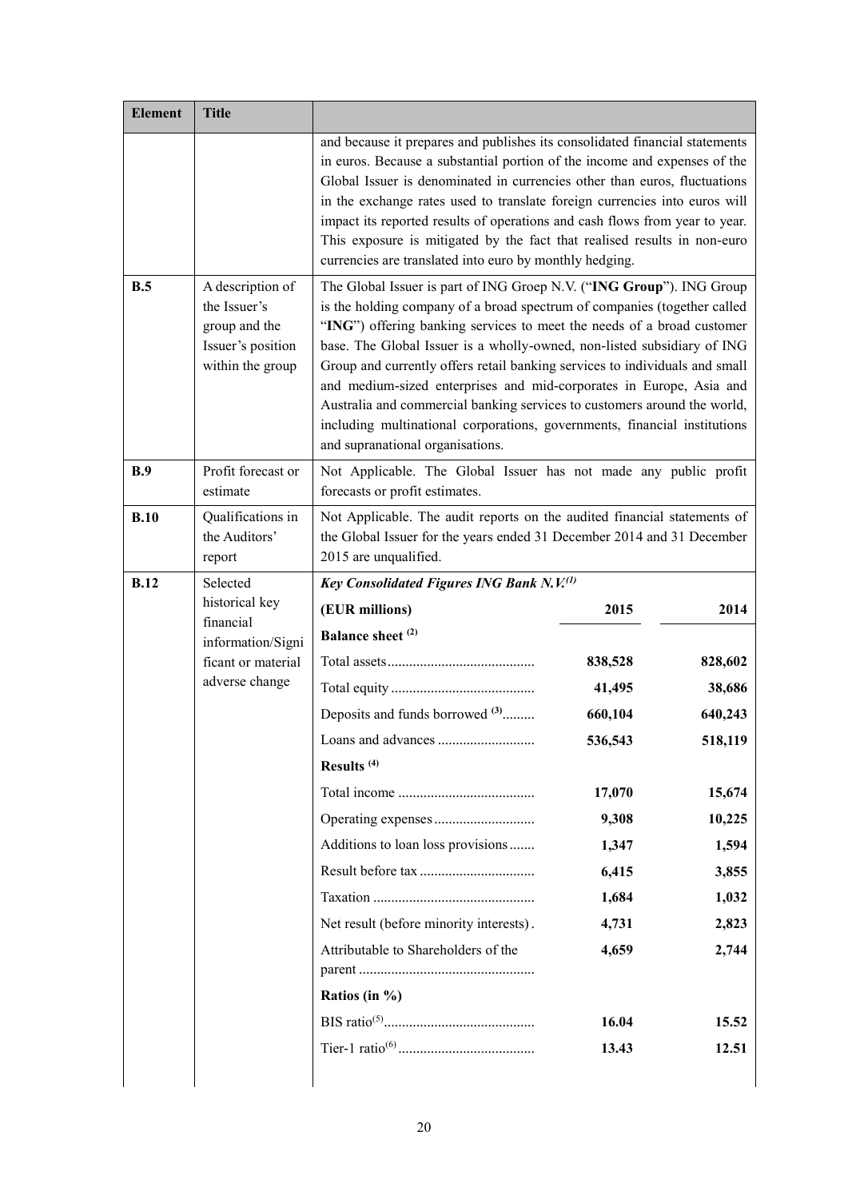| Element | Title | | | |
|---|---|---|---|---|
| | | and because it prepares and publishes its consolidated financial statements in euros. Because a substantial portion of the income and expenses of the Global Issuer is denominated in currencies other than euros, fluctuations in the exchange rates used to translate foreign currencies into euros will impact its reported results of operations and cash flows from year to year. This exposure is mitigated by the fact that realised results in non-euro currencies are translated into euro by monthly hedging. | | |
| **B.5** | A description of the Issuer's group and the Issuer's position within the group | The Global Issuer is part of ING Groep N.V. ("**ING Group**"). ING Group is the holding company of a broad spectrum of companies (together called "**ING**") offering banking services to meet the needs of a broad customer base. The Global Issuer is a wholly-owned, non-listed subsidiary of ING Group and currently offers retail banking services to individuals and small and medium-sized enterprises and mid-corporates in Europe, Asia and Australia and commercial banking services to customers around the world, including multinational corporations, governments, financial institutions and supranational organisations. | | |
| **B.9** | Profit forecast or estimate | Not Applicable. The Global Issuer has not made any public profit forecasts or profit estimates. | | |
| **B.10** | Qualifications in the Auditors' report | Not Applicable. The audit reports on the audited financial statements of the Global Issuer for the years ended 31 December 2014 and 31 December 2015 are unqualified. | | |
| **B.12** | Selected historical key financial information/Significant or material adverse change | ***Key Consolidated Figures ING Bank N.V.***[(1)] | | |
| | | **(EUR millions)** | **2015** | **2014** |
| | | **Balance sheet** [(2)] | | |
| | | Total assets | **838,528** | **828,602** |
| | | Total equity | **41,495** | **38,686** |
| | | Deposits and funds borrowed [(3)] | **660,104** | **640,243** |
| | | Loans and advances | **536,543** | **518,119** |
| | | **Results** [(4)] | | |
| | | Total income | **17,070** | **15,674** |
| | | Operating expenses | **9,308** | **10,225** |
| | | Additions to loan loss provisions | **1,347** | **1,594** |
| | | Result before tax | **6,415** | **3,855** |
| | | Taxation | **1,684** | **1,032** |
| | | Net result (before minority interests) | **4,731** | **2,823** |
| | | Attributable to Shareholders of the parent | **4,659** | **2,744** |
| | | **Ratios (in %)** | | |
| | | BIS ratio[(5)] | **16.04** | **15.52** |
| | | Tier-1 ratio[(6)] | **13.43** | **12.51** |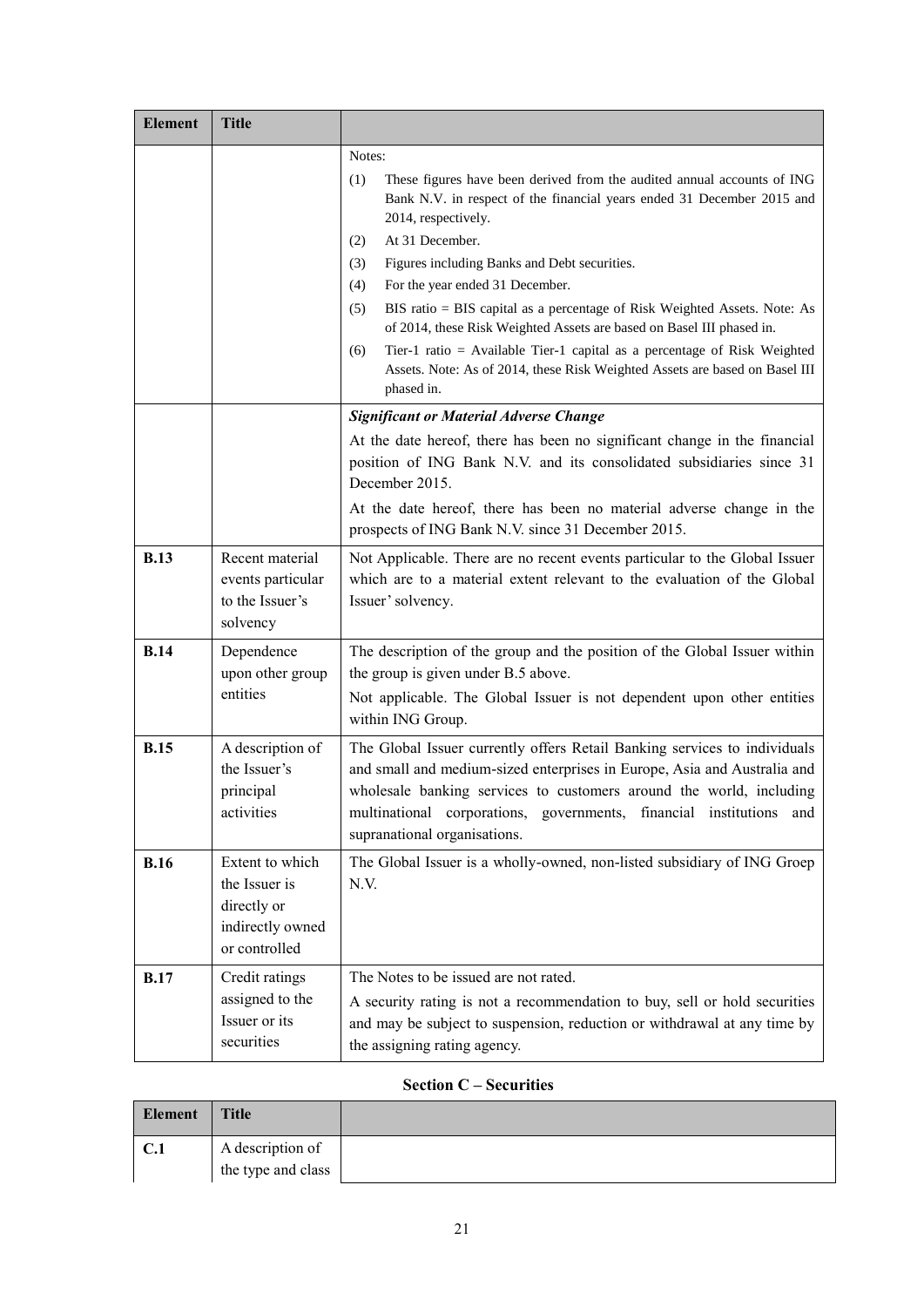| Element | Title | |
|---|---|---|
| | | Notes:<br>(1) These figures have been derived from the audited annual accounts of ING Bank N.V. in respect of the financial years ended 31 December 2015 and 2014, respectively.<br>(2) At 31 December.<br>(3) Figures including Banks and Debt securities.<br>(4) For the year ended 31 December.<br>(5) BIS ratio = BIS capital as a percentage of Risk Weighted Assets. Note: As of 2014, these Risk Weighted Assets are based on Basel III phased in.<br>(6) Tier-1 ratio = Available Tier-1 capital as a percentage of Risk Weighted Assets. Note: As of 2014, these Risk Weighted Assets are based on Basel III phased in. |
| | | ***Significant or Material Adverse Change***<br>At the date hereof, there has been no significant change in the financial position of ING Bank N.V. and its consolidated subsidiaries since 31 December 2015.<br>At the date hereof, there has been no material adverse change in the prospects of ING Bank N.V. since 31 December 2015. |
| **B.13** | Recent material events particular to the Issuer's solvency | Not Applicable. There are no recent events particular to the Global Issuer which are to a material extent relevant to the evaluation of the Global Issuer' solvency. |
| **B.14** | Dependence upon other group entities | The description of the group and the position of the Global Issuer within the group is given under B.5 above.<br>Not applicable. The Global Issuer is not dependent upon other entities within ING Group. |
| **B.15** | A description of the Issuer's principal activities | The Global Issuer currently offers Retail Banking services to individuals and small and medium-sized enterprises in Europe, Asia and Australia and wholesale banking services to customers around the world, including multinational corporations, governments, financial institutions and supranational organisations. |
| **B.16** | Extent to which the Issuer is directly or indirectly owned or controlled | The Global Issuer is a wholly-owned, non-listed subsidiary of ING Groep N.V. |
| **B.17** | Credit ratings assigned to the Issuer or its securities | The Notes to be issued are not rated.<br>A security rating is not a recommendation to buy, sell or hold securities and may be subject to suspension, reduction or withdrawal at any time by the assigning rating agency. |

## Section C – Securities

| Element | Title | |
|---|---|---|
| **C.1** | A description of the type and class | |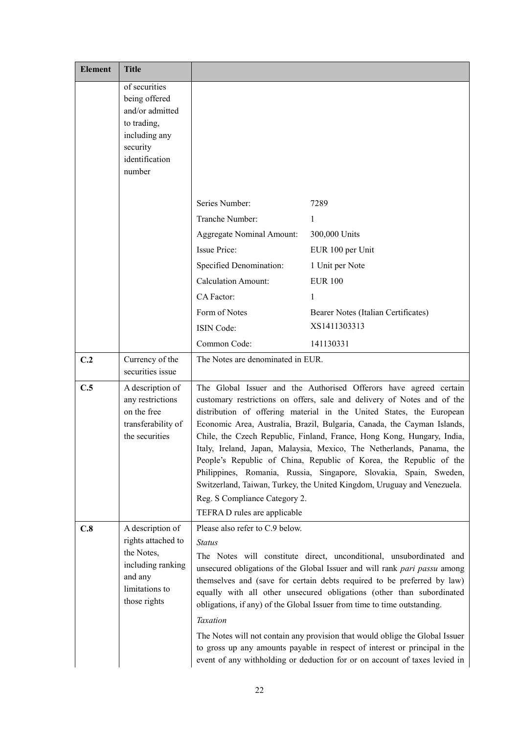| Element | Title | |
|---|---|---|
| | of securities being offered and/or admitted to trading, including any security identification number | Series Number: 7289<br>Tranche Number: 1<br>Aggregate Nominal Amount: 300,000 Units<br>Issue Price: EUR 100 per Unit<br>Specified Denomination: 1 Unit per Note<br>Calculation Amount: EUR 100<br>CA Factor: 1<br>Form of Notes: Bearer Notes (Italian Certificates)<br>ISIN Code: XS1411303313<br>Common Code: 141130331 |
| C.2 | Currency of the securities issue | The Notes are denominated in EUR. |
| C.5 | A description of any restrictions on the free transferability of the securities | The Global Issuer and the Authorised Offerors have agreed certain customary restrictions on offers, sale and delivery of Notes and of the distribution of offering material in the United States, the European Economic Area, Australia, Brazil, Bulgaria, Canada, the Cayman Islands, Chile, the Czech Republic, Finland, France, Hong Kong, Hungary, India, Italy, Ireland, Japan, Malaysia, Mexico, The Netherlands, Panama, the People's Republic of China, Republic of Korea, the Republic of the Philippines, Romania, Russia, Singapore, Slovakia, Spain, Sweden, Switzerland, Taiwan, Turkey, the United Kingdom, Uruguay and Venezuela.<br>Reg. S Compliance Category 2.<br>TEFRA D rules are applicable |
| C.8 | A description of rights attached to the Notes, including ranking and any limitations to those rights | Please also refer to C.9 below.<br>*Status*<br>The Notes will constitute direct, unconditional, unsubordinated and unsecured obligations of the Global Issuer and will rank *pari passu* among themselves and (save for certain debts required to be preferred by law) equally with all other unsecured obligations (other than subordinated obligations, if any) of the Global Issuer from time to time outstanding.<br>*Taxation*<br>The Notes will not contain any provision that would oblige the Global Issuer to gross up any amounts payable in respect of interest or principal in the event of any withholding or deduction for or on account of taxes levied in |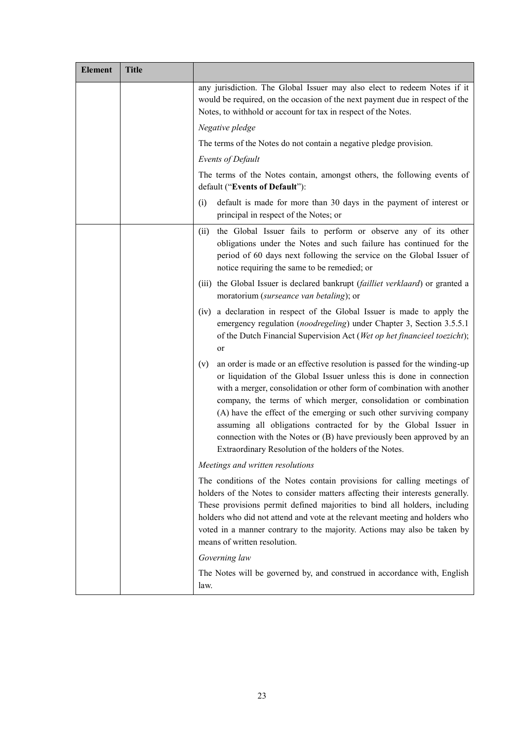| Element | Title | |
|---|---|---|
| | | any jurisdiction. The Global Issuer may also elect to redeem Notes if it would be required, on the occasion of the next payment due in respect of the Notes, to withhold or account for tax in respect of the Notes.<br><br>*Negative pledge*<br><br>The terms of the Notes do not contain a negative pledge provision.<br><br>*Events of Default*<br><br>The terms of the Notes contain, amongst others, the following events of default ("**Events of Default**"):<br><br>(i) default is made for more than 30 days in the payment of interest or principal in respect of the Notes; or |
| | | (ii) the Global Issuer fails to perform or observe any of its other obligations under the Notes and such failure has continued for the period of 60 days next following the service on the Global Issuer of notice requiring the same to be remedied; or<br><br>(iii) the Global Issuer is declared bankrupt (*failliet verklaard*) or granted a moratorium (*surseance van betaling*); or<br><br>(iv) a declaration in respect of the Global Issuer is made to apply the emergency regulation (*noodregeling*) under Chapter 3, Section 3.5.5.1 of the Dutch Financial Supervision Act (*Wet op het financieel toezicht*); or<br><br>(v) an order is made or an effective resolution is passed for the winding-up or liquidation of the Global Issuer unless this is done in connection with a merger, consolidation or other form of combination with another company, the terms of which merger, consolidation or combination (A) have the effect of the emerging or such other surviving company assuming all obligations contracted for by the Global Issuer in connection with the Notes or (B) have previously been approved by an Extraordinary Resolution of the holders of the Notes.<br><br>*Meetings and written resolutions*<br><br>The conditions of the Notes contain provisions for calling meetings of holders of the Notes to consider matters affecting their interests generally. These provisions permit defined majorities to bind all holders, including holders who did not attend and vote at the relevant meeting and holders who voted in a manner contrary to the majority. Actions may also be taken by means of written resolution.<br><br>*Governing law*<br><br>The Notes will be governed by, and construed in accordance with, English law. |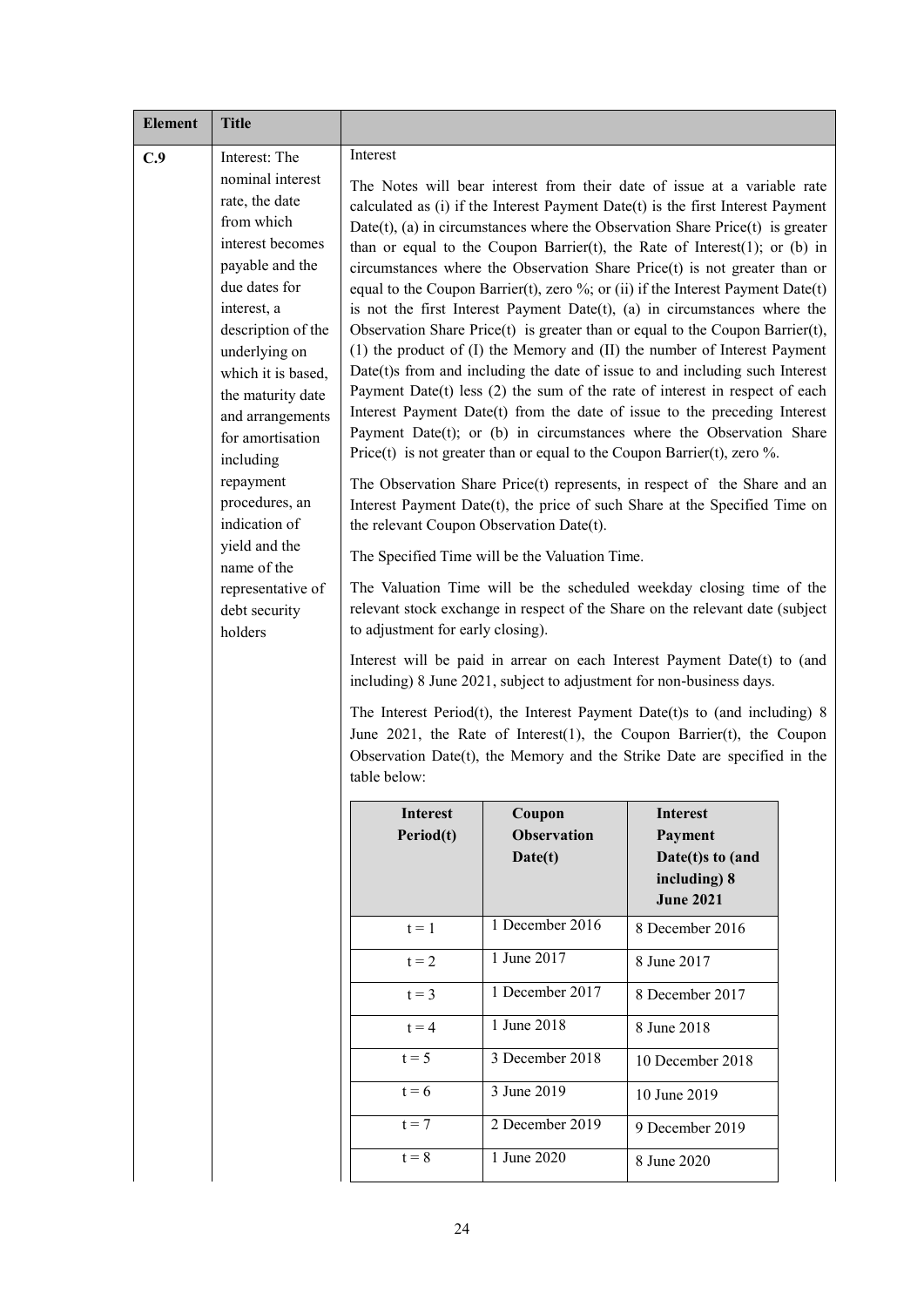| Element | Title | |
|---|---|---|
| C.9 | Interest: The nominal interest rate, the date from which interest becomes payable and the due dates for interest, a description of the underlying on which it is based, the maturity date and arrangements for amortisation including repayment procedures, an indication of yield and the name of the representative of debt security holders | Interest<br><br>The Notes will bear interest from their date of issue at a variable rate calculated as (i) if the Interest Payment Date(t) is the first Interest Payment Date(t), (a) in circumstances where the Observation Share Price(t) is greater than or equal to the Coupon Barrier(t), the Rate of Interest(1); or (b) in circumstances where the Observation Share Price(t) is not greater than or equal to the Coupon Barrier(t), zero %; or (ii) if the Interest Payment Date(t) is not the first Interest Payment Date(t), (a) in circumstances where the Observation Share Price(t) is greater than or equal to the Coupon Barrier(t), (1) the product of (I) the Memory and (II) the number of Interest Payment Date(t)s from and including the date of issue to and including such Interest Payment Date(t) less (2) the sum of the rate of interest in respect of each Interest Payment Date(t) from the date of issue to the preceding Interest Payment Date(t); or (b) in circumstances where the Observation Share Price(t) is not greater than or equal to the Coupon Barrier(t), zero %.<br><br>The Observation Share Price(t) represents, in respect of the Share and an Interest Payment Date(t), the price of such Share at the Specified Time on the relevant Coupon Observation Date(t).<br><br>The Specified Time will be the Valuation Time.<br><br>The Valuation Time will be the scheduled weekday closing time of the relevant stock exchange in respect of the Share on the relevant date (subject to adjustment for early closing).<br><br>Interest will be paid in arrear on each Interest Payment Date(t) to (and including) 8 June 2021, subject to adjustment for non-business days.<br><br>The Interest Period(t), the Interest Payment Date(t)s to (and including) 8 June 2021, the Rate of Interest(1), the Coupon Barrier(t), the Coupon Observation Date(t), the Memory and the Strike Date are specified in the table below: |

| Interest Period(t) | Coupon Observation Date(t) | Interest Payment Date(t)s to (and including) 8 June 2021 |
|---|---|---|
| t = 1 | 1 December 2016 | 8 December 2016 |
| t = 2 | 1 June 2017 | 8 June 2017 |
| t = 3 | 1 December 2017 | 8 December 2017 |
| t = 4 | 1 June 2018 | 8 June 2018 |
| t = 5 | 3 December 2018 | 10 December 2018 |
| t = 6 | 3 June 2019 | 10 June 2019 |
| t = 7 | 2 December 2019 | 9 December 2019 |
| t = 8 | 1 June 2020 | 8 June 2020 |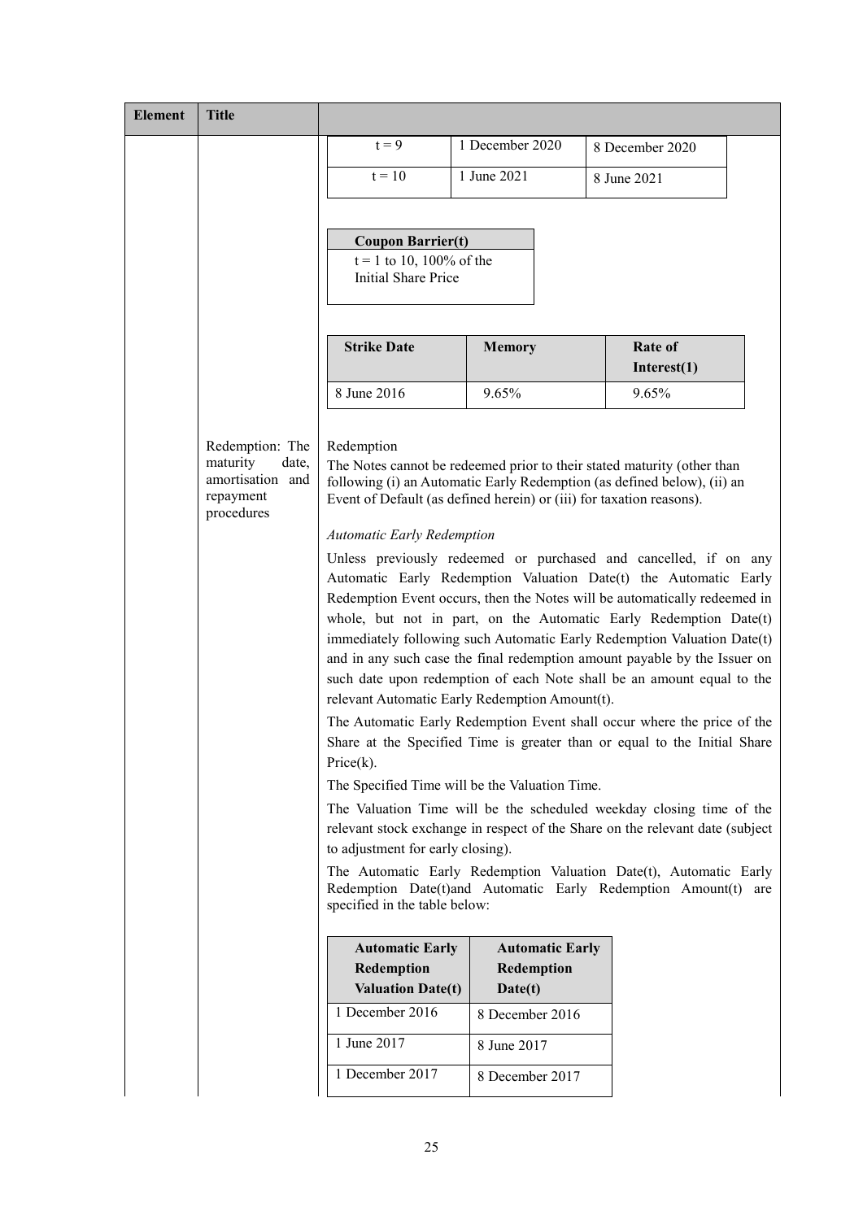| Element | Title | |
|---|---|---|
| | | |

| t = 9 | 1 December 2020 | 8 December 2020 |
|---|---|---|
| t = 10 | 1 June 2021 | 8 June 2021 |

| **Coupon Barrier(t)** |
|---|
| t = 1 to 10, 100% of the Initial Share Price |

| **Strike Date** | **Memory** | **Rate of Interest(1)** |
|---|---|---|
| 8 June 2016 | 9.65% | 9.65% |

**Redemption: The maturity date, amortisation and repayment procedures**

Redemption

The Notes cannot be redeemed prior to their stated maturity (other than following (i) an Automatic Early Redemption (as defined below), (ii) an Event of Default (as defined herein) or (iii) for taxation reasons).

*Automatic Early Redemption*

Unless previously redeemed or purchased and cancelled, if on any Automatic Early Redemption Valuation Date(t) the Automatic Early Redemption Event occurs, then the Notes will be automatically redeemed in whole, but not in part, on the Automatic Early Redemption Date(t) immediately following such Automatic Early Redemption Valuation Date(t) and in any such case the final redemption amount payable by the Issuer on such date upon redemption of each Note shall be an amount equal to the relevant Automatic Early Redemption Amount(t).

The Automatic Early Redemption Event shall occur where the price of the Share at the Specified Time is greater than or equal to the Initial Share Price(k).

The Specified Time will be the Valuation Time.

The Valuation Time will be the scheduled weekday closing time of the relevant stock exchange in respect of the Share on the relevant date (subject to adjustment for early closing).

The Automatic Early Redemption Valuation Date(t), Automatic Early Redemption Date(t)and Automatic Early Redemption Amount(t) are specified in the table below:

| **Automatic Early Redemption Valuation Date(t)** | **Automatic Early Redemption Date(t)** |
|---|---|
| 1 December 2016 | 8 December 2016 |
| 1 June 2017 | 8 June 2017 |
| 1 December 2017 | 8 December 2017 |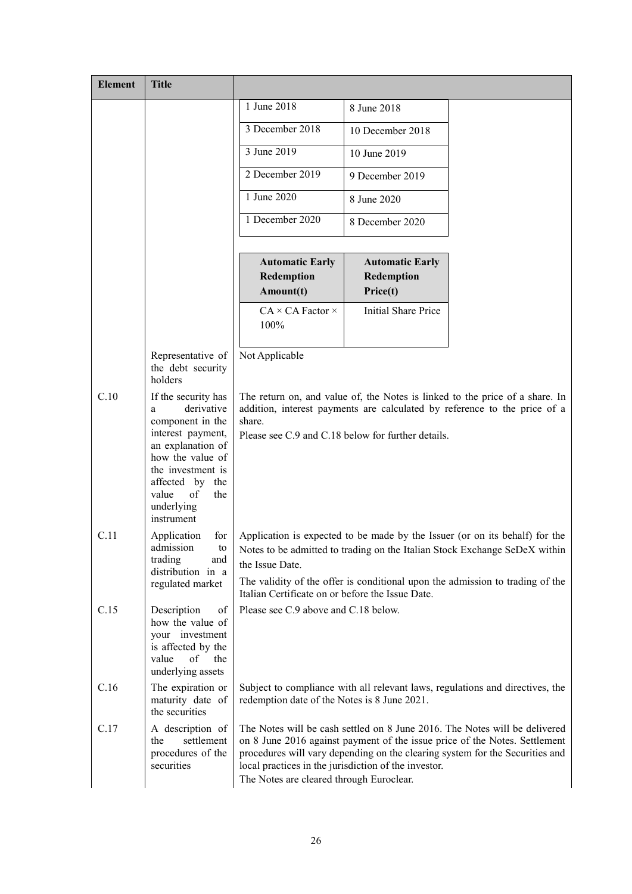| Element | Title | |
|---|---|---|
| | | <table><tr><td>1 June 2018</td><td>8 June 2018</td></tr><tr><td>3 December 2018</td><td>10 December 2018</td></tr><tr><td>3 June 2019</td><td>10 June 2019</td></tr><tr><td>2 December 2019</td><td>9 December 2019</td></tr><tr><td>1 June 2020</td><td>8 June 2020</td></tr><tr><td>1 December 2020</td><td>8 December 2020</td></tr></table> |
| | | <table><tr><th>Automatic Early Redemption Amount(t)</th><th>Automatic Early Redemption Price(t)</th></tr><tr><td>CA × CA Factor × 100%</td><td>Initial Share Price</td></tr></table> |
| | Representative of the debt security holders | Not Applicable |
| C.10 | If the security has a derivative component in the interest payment, an explanation of how the value of the investment is affected by the value of the underlying instrument | The return on, and value of, the Notes is linked to the price of a share. In addition, interest payments are calculated by reference to the price of a share.<br>Please see C.9 and C.18 below for further details. |
| C.11 | Application for admission to trading and distribution in a regulated market | Application is expected to be made by the Issuer (or on its behalf) for the Notes to be admitted to trading on the Italian Stock Exchange SeDeX within the Issue Date.<br>The validity of the offer is conditional upon the admission to trading of the Italian Certificate on or before the Issue Date. |
| C.15 | Description of how the value of your investment is affected by the value of the underlying assets | Please see C.9 above and C.18 below. |
| C.16 | The expiration or maturity date of the securities | Subject to compliance with all relevant laws, regulations and directives, the redemption date of the Notes is 8 June 2021. |
| C.17 | A description of the settlement procedures of the securities | The Notes will be cash settled on 8 June 2016. The Notes will be delivered on 8 June 2016 against payment of the issue price of the Notes. Settlement procedures will vary depending on the clearing system for the Securities and local practices in the jurisdiction of the investor.<br>The Notes are cleared through Euroclear. |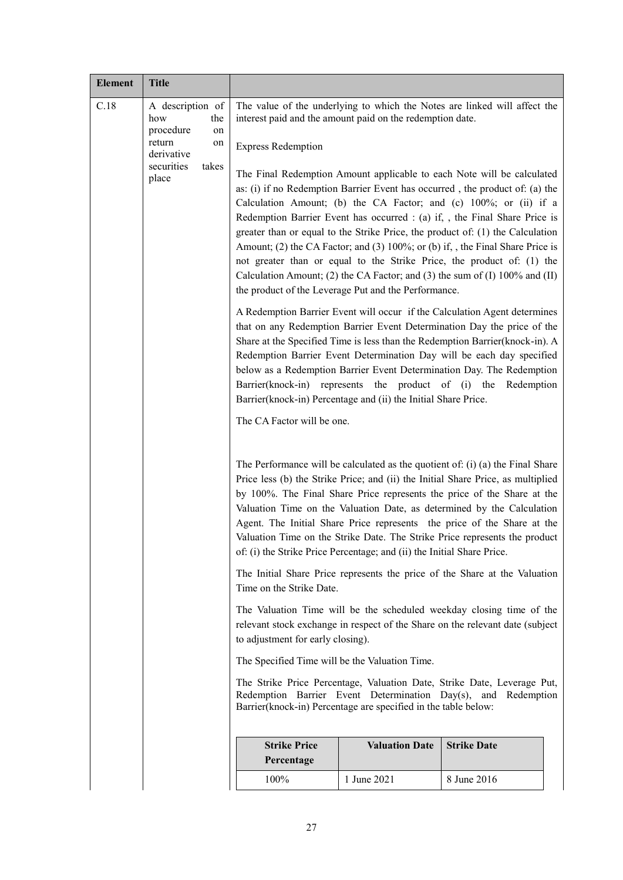| Element | Title | |
|---|---|---|
| C.18 | A description of how the procedure on return on derivative securities takes place | The value of the underlying to which the Notes are linked will affect the interest paid and the amount paid on the redemption date.<br><br>Express Redemption<br><br>The Final Redemption Amount applicable to each Note will be calculated as: (i) if no Redemption Barrier Event has occurred , the product of: (a) the Calculation Amount; (b) the CA Factor; and (c) 100%; or (ii) if a Redemption Barrier Event has occurred : (a) if, , the Final Share Price is greater than or equal to the Strike Price, the product of: (1) the Calculation Amount; (2) the CA Factor; and (3) 100%; or (b) if, , the Final Share Price is not greater than or equal to the Strike Price, the product of: (1) the Calculation Amount; (2) the CA Factor; and (3) the sum of (I) 100% and (II) the product of the Leverage Put and the Performance.<br><br>A Redemption Barrier Event will occur if the Calculation Agent determines that on any Redemption Barrier Event Determination Day the price of the Share at the Specified Time is less than the Redemption Barrier(knock-in). A Redemption Barrier Event Determination Day will be each day specified below as a Redemption Barrier Event Determination Day. The Redemption Barrier(knock-in) represents the product of (i) the Redemption Barrier(knock-in) Percentage and (ii) the Initial Share Price.<br><br>The CA Factor will be one.<br><br>The Performance will be calculated as the quotient of: (i) (a) the Final Share Price less (b) the Strike Price; and (ii) the Initial Share Price, as multiplied by 100%. The Final Share Price represents the price of the Share at the Valuation Time on the Valuation Date, as determined by the Calculation Agent. The Initial Share Price represents the price of the Share at the Valuation Time on the Strike Date. The Strike Price represents the product of: (i) the Strike Price Percentage; and (ii) the Initial Share Price.<br><br>The Initial Share Price represents the price of the Share at the Valuation Time on the Strike Date.<br><br>The Valuation Time will be the scheduled weekday closing time of the relevant stock exchange in respect of the Share on the relevant date (subject to adjustment for early closing).<br><br>The Specified Time will be the Valuation Time.<br><br>The Strike Price Percentage, Valuation Date, Strike Date, Leverage Put, Redemption Barrier Event Determination Day(s), and Redemption Barrier(knock-in) Percentage are specified in the table below: |

| Strike Price Percentage | Valuation Date | Strike Date |
|---|---|---|
| 100% | 1 June 2021 | 8 June 2016 |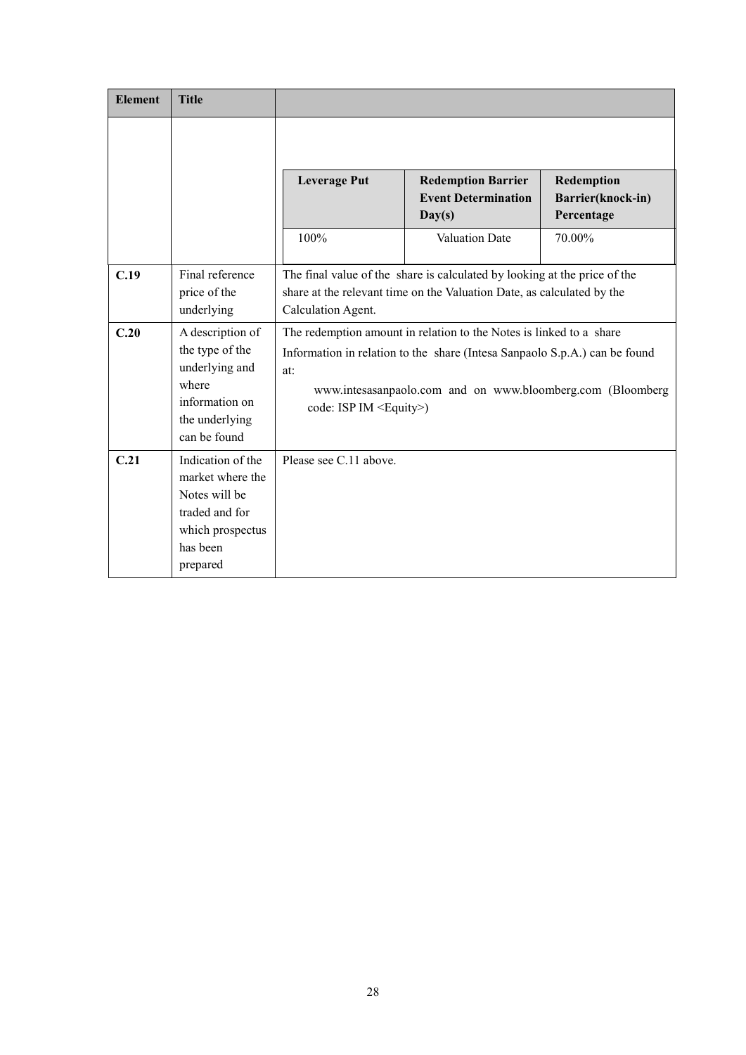| Element | Title | |
|---|---|---|
| | | <table><tr><th>Leverage Put</th><th>Redemption Barrier Event Determination Day(s)</th><th>Redemption Barrier(knock-in) Percentage</th></tr><tr><td>100%</td><td>Valuation Date</td><td>70.00%</td></tr></table> |
| **C.19** | Final reference price of the underlying | The final value of the share is calculated by looking at the price of the share at the relevant time on the Valuation Date, as calculated by the Calculation Agent. |
| **C.20** | A description of the type of the underlying and where information on the underlying can be found | The redemption amount in relation to the Notes is linked to a share<br>Information in relation to the share (Intesa Sanpaolo S.p.A.) can be found at:<br>www.intesasanpaolo.com and on www.bloomberg.com (Bloomberg code: ISP IM <Equity>) |
| **C.21** | Indication of the market where the Notes will be traded and for which prospectus has been prepared | Please see C.11 above. |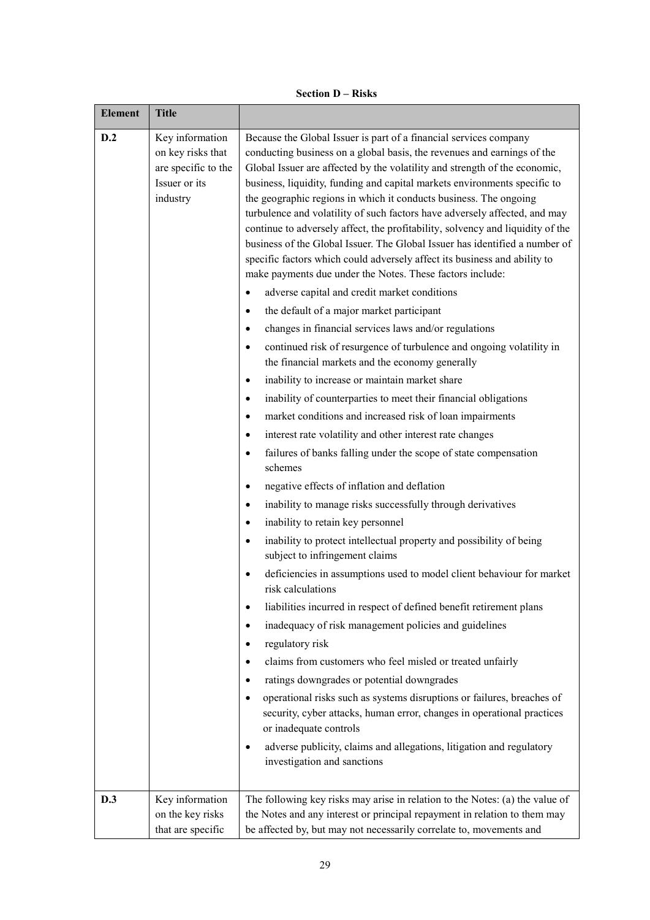**Section D – Risks**

| Element | Title | |
|---|---|---|
| D.2 | Key information on key risks that are specific to the Issuer or its industry | Because the Global Issuer is part of a financial services company conducting business on a global basis, the revenues and earnings of the Global Issuer are affected by the volatility and strength of the economic, business, liquidity, funding and capital markets environments specific to the geographic regions in which it conducts business. The ongoing turbulence and volatility of such factors have adversely affected, and may continue to adversely affect, the profitability, solvency and liquidity of the business of the Global Issuer. The Global Issuer has identified a number of specific factors which could adversely affect its business and ability to make payments due under the Notes. These factors include:<br><br>• adverse capital and credit market conditions<br>• the default of a major market participant<br>• changes in financial services laws and/or regulations<br>• continued risk of resurgence of turbulence and ongoing volatility in the financial markets and the economy generally<br>• inability to increase or maintain market share<br>• inability of counterparties to meet their financial obligations<br>• market conditions and increased risk of loan impairments<br>• interest rate volatility and other interest rate changes<br>• failures of banks falling under the scope of state compensation schemes<br>• negative effects of inflation and deflation<br>• inability to manage risks successfully through derivatives<br>• inability to retain key personnel<br>• inability to protect intellectual property and possibility of being subject to infringement claims<br>• deficiencies in assumptions used to model client behaviour for market risk calculations<br>• liabilities incurred in respect of defined benefit retirement plans<br>• inadequacy of risk management policies and guidelines<br>• regulatory risk<br>• claims from customers who feel misled or treated unfairly<br>• ratings downgrades or potential downgrades<br>• operational risks such as systems disruptions or failures, breaches of security, cyber attacks, human error, changes in operational practices or inadequate controls<br>• adverse publicity, claims and allegations, litigation and regulatory investigation and sanctions |
| D.3 | Key information on the key risks that are specific | The following key risks may arise in relation to the Notes: (a) the value of the Notes and any interest or principal repayment in relation to them may be affected by, but may not necessarily correlate to, movements and |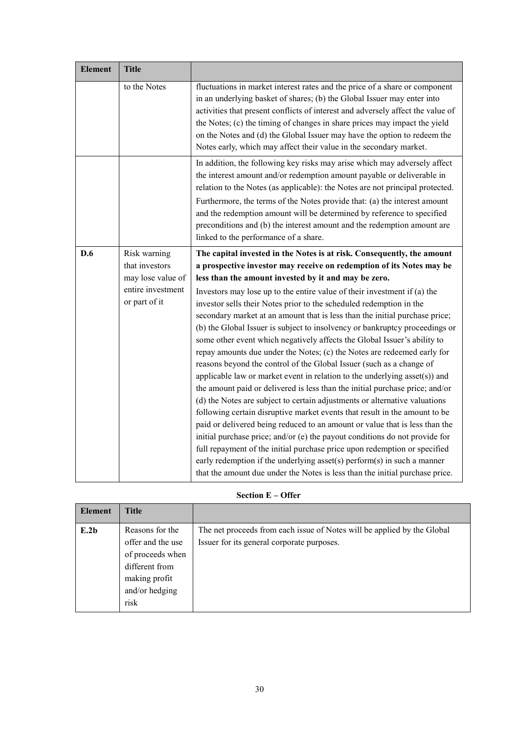| Element | Title | |
|---|---|---|
| | to the Notes | fluctuations in market interest rates and the price of a share or component in an underlying basket of shares; (b) the Global Issuer may enter into activities that present conflicts of interest and adversely affect the value of the Notes; (c) the timing of changes in share prices may impact the yield on the Notes and (d) the Global Issuer may have the option to redeem the Notes early, which may affect their value in the secondary market. |
| | | In addition, the following key risks may arise which may adversely affect the interest amount and/or redemption amount payable or deliverable in relation to the Notes (as applicable): the Notes are not principal protected. Furthermore, the terms of the Notes provide that: (a) the interest amount and the redemption amount will be determined by reference to specified preconditions and (b) the interest amount and the redemption amount are linked to the performance of a share. |
| **D.6** | Risk warning that investors may lose value of entire investment or part of it | **The capital invested in the Notes is at risk. Consequently, the amount a prospective investor may receive on redemption of its Notes may be less than the amount invested by it and may be zero.** Investors may lose up to the entire value of their investment if (a) the investor sells their Notes prior to the scheduled redemption in the secondary market at an amount that is less than the initial purchase price; (b) the Global Issuer is subject to insolvency or bankruptcy proceedings or some other event which negatively affects the Global Issuer's ability to repay amounts due under the Notes; (c) the Notes are redeemed early for reasons beyond the control of the Global Issuer (such as a change of applicable law or market event in relation to the underlying asset(s)) and the amount paid or delivered is less than the initial purchase price; and/or (d) the Notes are subject to certain adjustments or alternative valuations following certain disruptive market events that result in the amount to be paid or delivered being reduced to an amount or value that is less than the initial purchase price; and/or (e) the payout conditions do not provide for full repayment of the initial purchase price upon redemption or specified early redemption if the underlying asset(s) perform(s) in such a manner that the amount due under the Notes is less than the initial purchase price. |

**Section E – Offer**

| Element | Title | |
|---|---|---|
| **E.2b** | Reasons for the offer and the use of proceeds when different from making profit and/or hedging risk | The net proceeds from each issue of Notes will be applied by the Global Issuer for its general corporate purposes. |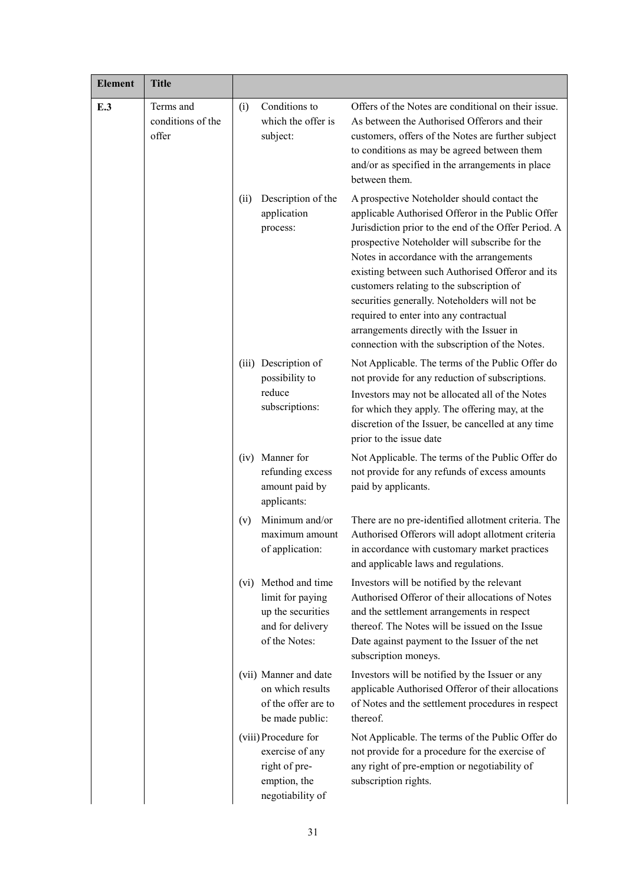| Element | Title | | |
|---|---|---|---|
| E.3 | Terms and conditions of the offer | (i) Conditions to which the offer is subject: | Offers of the Notes are conditional on their issue. As between the Authorised Offerors and their customers, offers of the Notes are further subject to conditions as may be agreed between them and/or as specified in the arrangements in place between them. |
| | | (ii) Description of the application process: | A prospective Noteholder should contact the applicable Authorised Offeror in the Public Offer Jurisdiction prior to the end of the Offer Period. A prospective Noteholder will subscribe for the Notes in accordance with the arrangements existing between such Authorised Offeror and its customers relating to the subscription of securities generally. Noteholders will not be required to enter into any contractual arrangements directly with the Issuer in connection with the subscription of the Notes. |
| | | (iii) Description of possibility to reduce subscriptions: | Not Applicable. The terms of the Public Offer do not provide for any reduction of subscriptions. Investors may not be allocated all of the Notes for which they apply. The offering may, at the discretion of the Issuer, be cancelled at any time prior to the issue date |
| | | (iv) Manner for refunding excess amount paid by applicants: | Not Applicable. The terms of the Public Offer do not provide for any refunds of excess amounts paid by applicants. |
| | | (v) Minimum and/or maximum amount of application: | There are no pre-identified allotment criteria. The Authorised Offerors will adopt allotment criteria in accordance with customary market practices and applicable laws and regulations. |
| | | (vi) Method and time limit for paying up the securities and for delivery of the Notes: | Investors will be notified by the relevant Authorised Offeror of their allocations of Notes and the settlement arrangements in respect thereof. The Notes will be issued on the Issue Date against payment to the Issuer of the net subscription moneys. |
| | | (vii) Manner and date on which results of the offer are to be made public: | Investors will be notified by the Issuer or any applicable Authorised Offeror of their allocations of Notes and the settlement procedures in respect thereof. |
| | | (viii) Procedure for exercise of any right of pre-emption, the negotiability of | Not Applicable. The terms of the Public Offer do not provide for a procedure for the exercise of any right of pre-emption or negotiability of subscription rights. |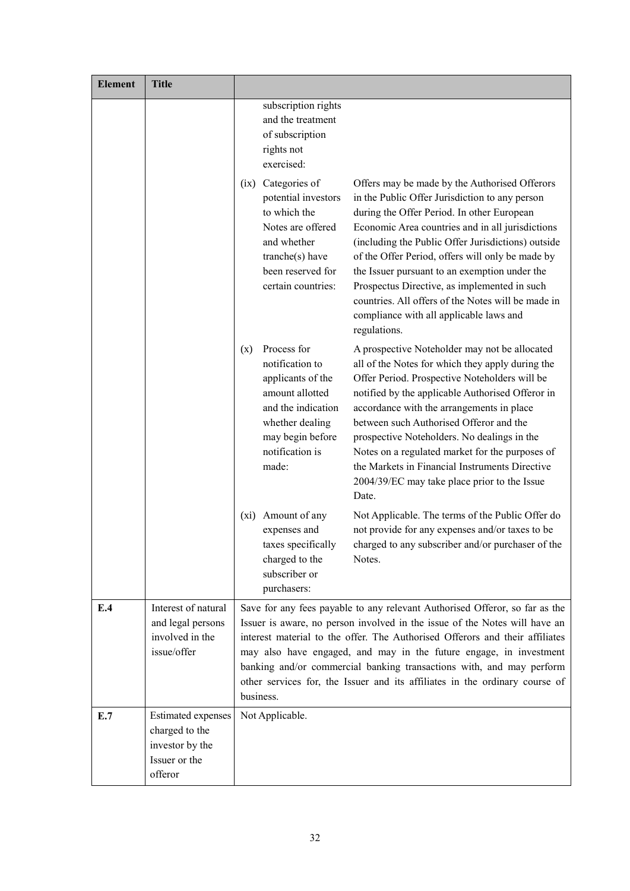| Element | Title | | |
|---|---|---|---|
| | | subscription rights and the treatment of subscription rights not exercised: | |
| | | (ix) Categories of potential investors to which the Notes are offered and whether tranche(s) have been reserved for certain countries: | Offers may be made by the Authorised Offerors in the Public Offer Jurisdiction to any person during the Offer Period. In other European Economic Area countries and in all jurisdictions (including the Public Offer Jurisdictions) outside of the Offer Period, offers will only be made by the Issuer pursuant to an exemption under the Prospectus Directive, as implemented in such countries. All offers of the Notes will be made in compliance with all applicable laws and regulations. |
| | | (x) Process for notification to applicants of the amount allotted and the indication whether dealing may begin before notification is made: | A prospective Noteholder may not be allocated all of the Notes for which they apply during the Offer Period. Prospective Noteholders will be notified by the applicable Authorised Offeror in accordance with the arrangements in place between such Authorised Offeror and the prospective Noteholders. No dealings in the Notes on a regulated market for the purposes of the Markets in Financial Instruments Directive 2004/39/EC may take place prior to the Issue Date. |
| | | (xi) Amount of any expenses and taxes specifically charged to the subscriber or purchasers: | Not Applicable. The terms of the Public Offer do not provide for any expenses and/or taxes to be charged to any subscriber and/or purchaser of the Notes. |
| **E.4** | Interest of natural and legal persons involved in the issue/offer | Save for any fees payable to any relevant Authorised Offeror, so far as the Issuer is aware, no person involved in the issue of the Notes will have an interest material to the offer. The Authorised Offerors and their affiliates may also have engaged, and may in the future engage, in investment banking and/or commercial banking transactions with, and may perform other services for, the Issuer and its affiliates in the ordinary course of business. | |
| **E.7** | Estimated expenses charged to the investor by the Issuer or the offeror | Not Applicable. | |